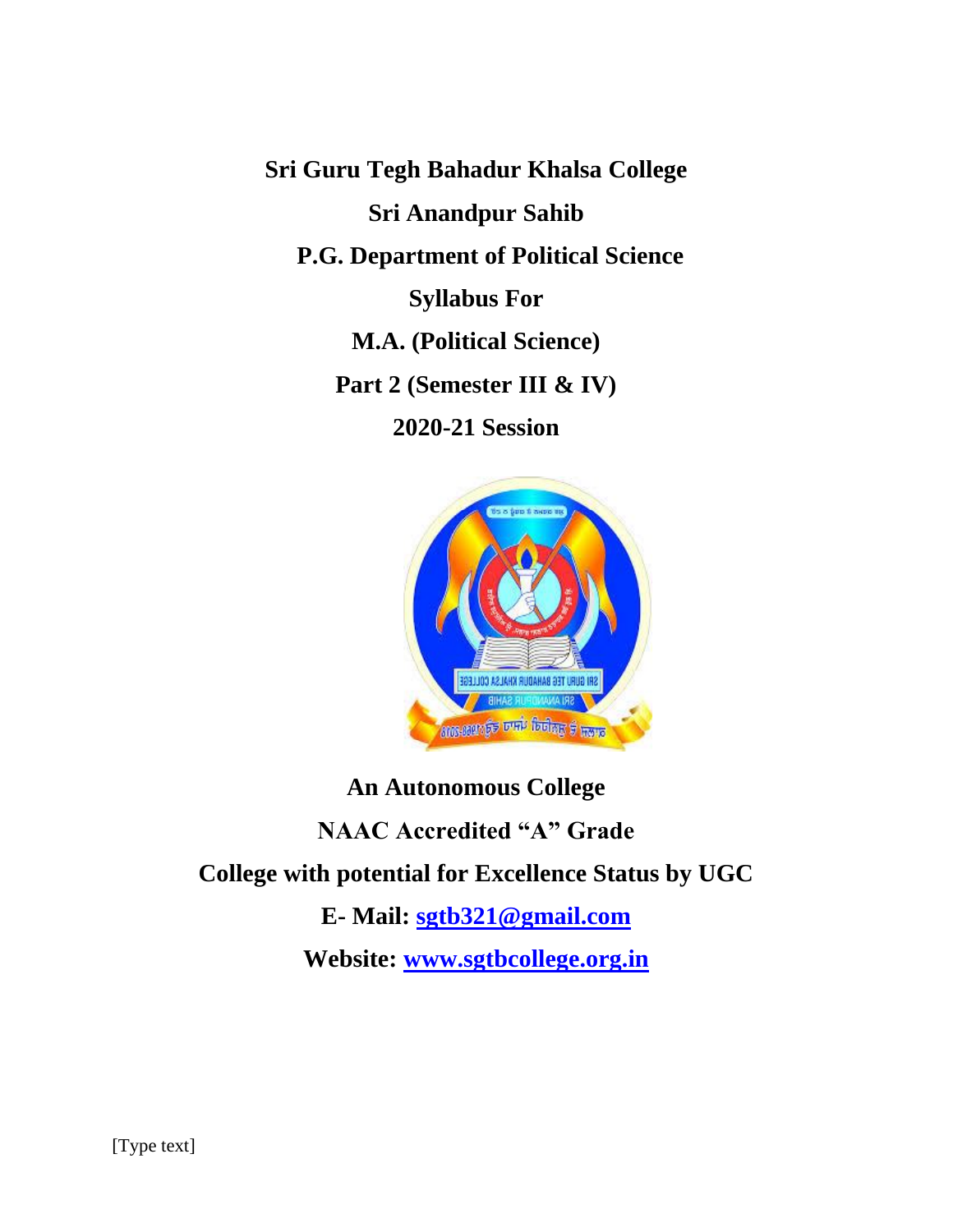# Sri Guru Tegh Bahadur Khalsa College

## Sri Anandpur Sahib

## P.G. Department of Political Science

## Syllabus For

## M.A. (Political Science)

## Part 2 (Semester III & IV)

## 2020-21 Session

**An Autonomous College**

**NAAC Accredited "A" Grade**

**College with potential for Excellence Status by UGC**

**E- Mail: sgtb321@gmail.com**

**Website: www.sgtbcollege.org.in**

[Type text]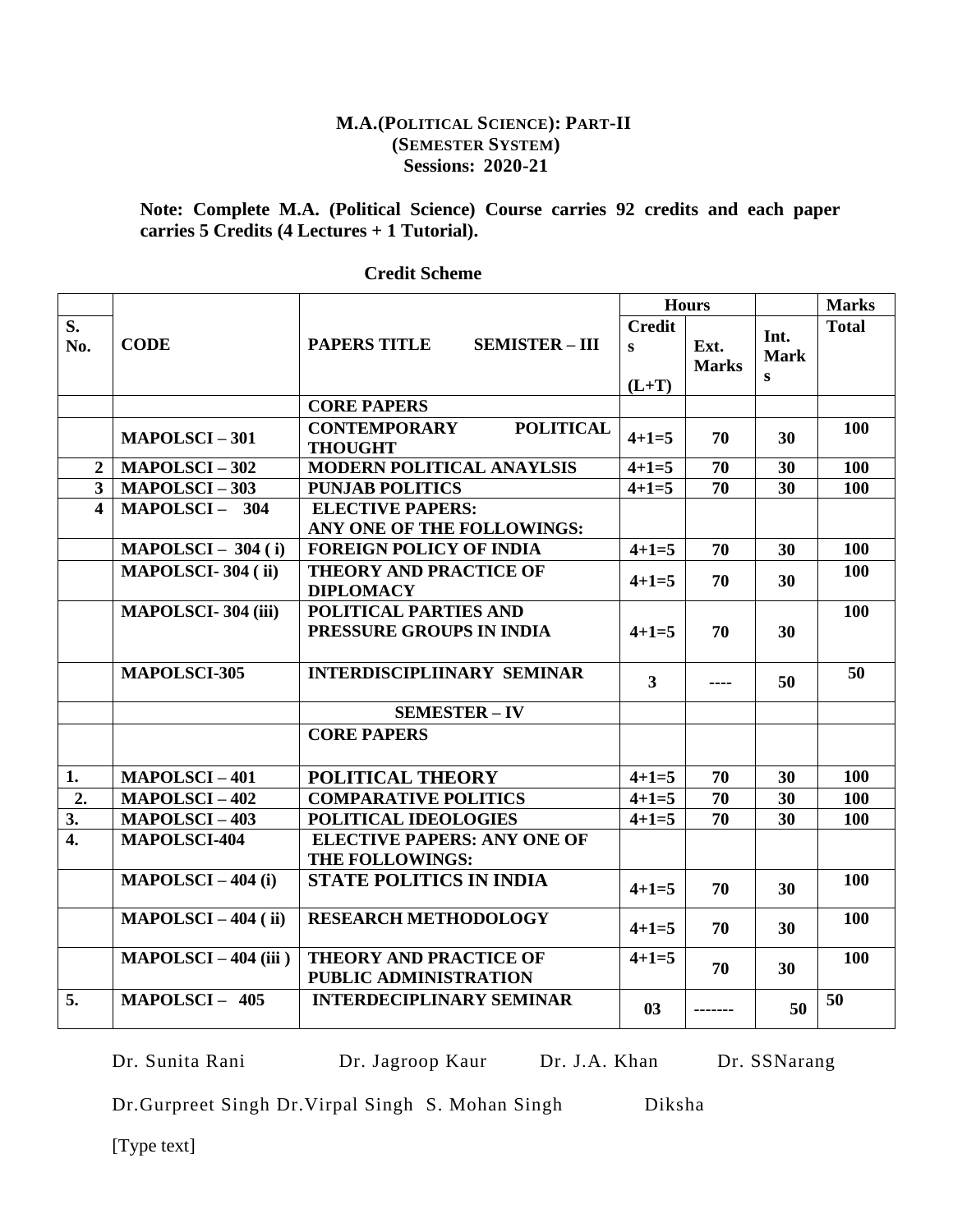**M.A.(POLITICAL SCIENCE): PART-II**
**(SEMESTER SYSTEM)**
**Sessions: 2020-21**

**Note: Complete M.A. (Political Science) Course carries 92 credits and each paper carries 5 Credits (4 Lectures + 1 Tutorial).**

**Credit Scheme**

| | | | Hours | | | Marks |
|---|---|---|---|---|---|---|
| **S. No.** | **CODE** | **PAPERS TITLE SEMISTER – III** | **Credits (L+T)** | **Ext. Marks** | **Int. Marks** | **Total** |
| | | **CORE PAPERS** | | | | |
| | **MAPOLSCI – 301** | **CONTEMPORARY POLITICAL THOUGHT** | **4+1=5** | **70** | **30** | **100** |
| **2** | **MAPOLSCI – 302** | **MODERN POLITICAL ANAYLSIS** | **4+1=5** | **70** | **30** | **100** |
| **3** | **MAPOLSCI – 303** | **PUNJAB POLITICS** | **4+1=5** | **70** | **30** | **100** |
| **4** | **MAPOLSCI – 304** | **ELECTIVE PAPERS: ANY ONE OF THE FOLLOWINGS:** | | | | |
| | **MAPOLSCI – 304 ( i)** | **FOREIGN POLICY OF INDIA** | **4+1=5** | **70** | **30** | **100** |
| | **MAPOLSCI- 304 ( ii)** | **THEORY AND PRACTICE OF DIPLOMACY** | **4+1=5** | **70** | **30** | **100** |
| | **MAPOLSCI- 304 (iii)** | **POLITICAL PARTIES AND PRESSURE GROUPS IN INDIA** | **4+1=5** | **70** | **30** | **100** |
| | **MAPOLSCI-305** | **INTERDISCIPLIINARY SEMINAR** | **3** | **----** | **50** | **50** |
| | | **SEMESTER – IV** | | | | |
| | | **CORE PAPERS** | | | | |
| **1.** | **MAPOLSCI – 401** | **POLITICAL THEORY** | **4+1=5** | **70** | **30** | **100** |
| **2.** | **MAPOLSCI – 402** | **COMPARATIVE POLITICS** | **4+1=5** | **70** | **30** | **100** |
| **3.** | **MAPOLSCI – 403** | **POLITICAL IDEOLOGIES** | **4+1=5** | **70** | **30** | **100** |
| **4.** | **MAPOLSCI-404** | **ELECTIVE PAPERS: ANY ONE OF THE FOLLOWINGS:** | | | | |
| | **MAPOLSCI – 404 (i)** | **STATE POLITICS IN INDIA** | **4+1=5** | **70** | **30** | **100** |
| | **MAPOLSCI – 404 ( ii)** | **RESEARCH METHODOLOGY** | **4+1=5** | **70** | **30** | **100** |
| | **MAPOLSCI – 404 (iii )** | **THEORY AND PRACTICE OF PUBLIC ADMINISTRATION** | **4+1=5** | **70** | **30** | **100** |
| **5.** | **MAPOLSCI – 405** | **INTERDECIPLINARY SEMINAR** | **03** | **-------** | **50** | **50** |

Dr. Sunita Rani Dr. Jagroop Kaur Dr. J.A. Khan Dr. SSNarang

Dr.Gurpreet Singh Dr.Virpal Singh S. Mohan Singh Diksha

[Type text]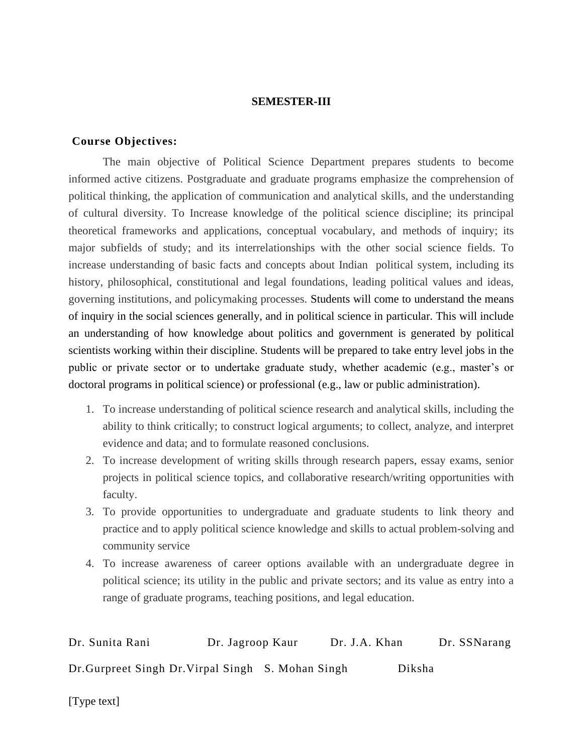**SEMESTER-III**

**Course Objectives:**

The main objective of Political Science Department prepares students to become informed active citizens. Postgraduate and graduate programs emphasize the comprehension of political thinking, the application of communication and analytical skills, and the understanding of cultural diversity. To Increase knowledge of the political science discipline; its principal theoretical frameworks and applications, conceptual vocabulary, and methods of inquiry; its major subfields of study; and its interrelationships with the other social science fields. To increase understanding of basic facts and concepts about Indian political system, including its history, philosophical, constitutional and legal foundations, leading political values and ideas, governing institutions, and policymaking processes. Students will come to understand the means of inquiry in the social sciences generally, and in political science in particular. This will include an understanding of how knowledge about politics and government is generated by political scientists working within their discipline. Students will be prepared to take entry level jobs in the public or private sector or to undertake graduate study, whether academic (e.g., master's or doctoral programs in political science) or professional (e.g., law or public administration).

1. To increase understanding of political science research and analytical skills, including the ability to think critically; to construct logical arguments; to collect, analyze, and interpret evidence and data; and to formulate reasoned conclusions.
2. To increase development of writing skills through research papers, essay exams, senior projects in political science topics, and collaborative research/writing opportunities with faculty.
3. To provide opportunities to undergraduate and graduate students to link theory and practice and to apply political science knowledge and skills to actual problem-solving and community service
4. To increase awareness of career options available with an undergraduate degree in political science; its utility in the public and private sectors; and its value as entry into a range of graduate programs, teaching positions, and legal education.

Dr. Sunita Rani Dr. Jagroop Kaur Dr. J.A. Khan Dr. SSNarang

Dr.Gurpreet Singh Dr.Virpal Singh S. Mohan Singh Diksha

[Type text]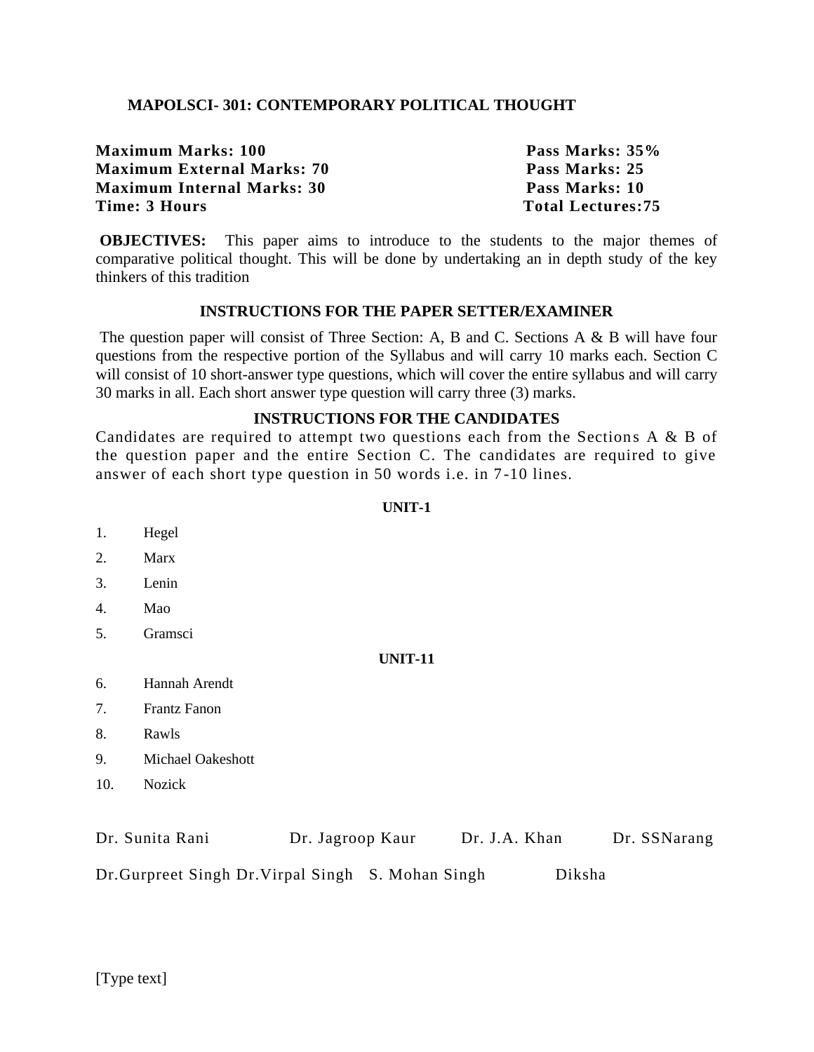## MAPOLSCI- 301: CONTEMPORARY POLITICAL THOUGHT

| | |
|---|---|
| **Maximum Marks: 100** | **Pass Marks: 35%** |
| **Maximum External Marks: 70** | **Pass Marks: 25** |
| **Maximum Internal Marks: 30** | **Pass Marks: 10** |
| **Time: 3 Hours** | **Total Lectures:75** |

**OBJECTIVES:** This paper aims to introduce to the students to the major themes of comparative political thought. This will be done by undertaking an in depth study of the key thinkers of this tradition

### INSTRUCTIONS FOR THE PAPER SETTER/EXAMINER

The question paper will consist of Three Section: A, B and C. Sections A & B will have four questions from the respective portion of the Syllabus and will carry 10 marks each. Section C will consist of 10 short-answer type questions, which will cover the entire syllabus and will carry 30 marks in all. Each short answer type question will carry three (3) marks.

### INSTRUCTIONS FOR THE CANDIDATES

Candidates are required to attempt two questions each from the Sections A & B of the question paper and the entire Section C. The candidates are required to give answer of each short type question in 50 words i.e. in 7-10 lines.

#### UNIT-1

1. Hegel
2. Marx
3. Lenin
4. Mao
5. Gramsci

#### UNIT-11

6. Hannah Arendt
7. Frantz Fanon
8. Rawls
9. Michael Oakeshott
10. Nozick

Dr. Sunita Rani Dr. Jagroop Kaur Dr. J.A. Khan Dr. SSNarang

Dr.Gurpreet Singh Dr.Virpal Singh S. Mohan Singh Diksha

[Type text]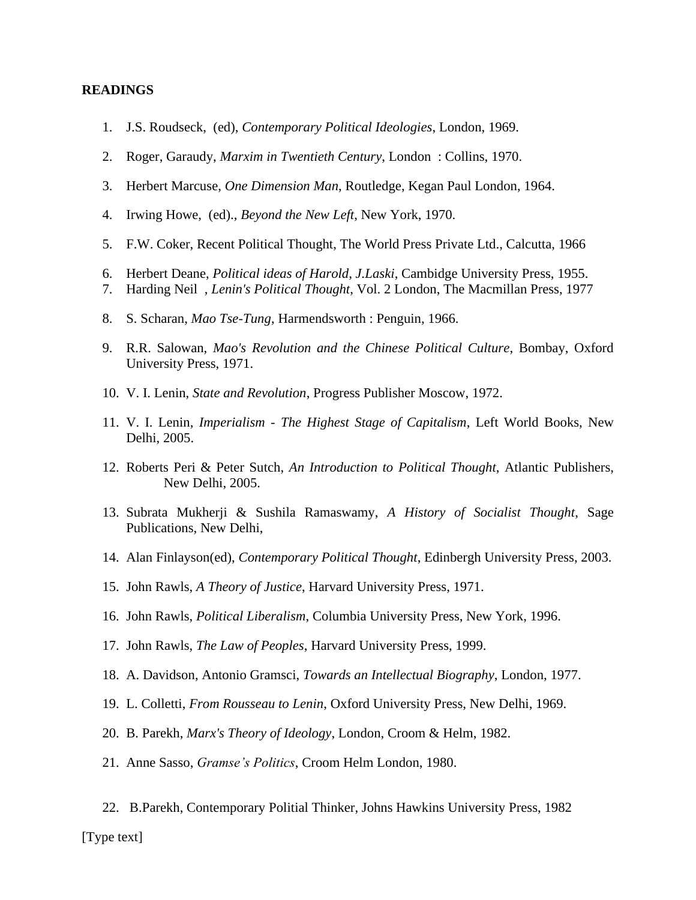**READINGS**

1. J.S. Roudseck, (ed), *Contemporary Political Ideologies*, London, 1969.
2. Roger, Garaudy, *Marxim in Twentieth Century*, London : Collins, 1970.
3. Herbert Marcuse, *One Dimension Man*, Routledge, Kegan Paul London, 1964.
4. Irwing Howe, (ed)., *Beyond the New Left*, New York, 1970.
5. F.W. Coker, Recent Political Thought, The World Press Private Ltd., Calcutta, 1966
6. Herbert Deane, *Political ideas of Harold, J.Laski*, Cambidge University Press, 1955.
7. Harding Neil , *Lenin's Political Thought*, Vol. 2 London, The Macmillan Press, 1977
8. S. Scharan, *Mao Tse-Tung*, Harmendsworth : Penguin, 1966.
9. R.R. Salowan, *Mao's Revolution and the Chinese Political Culture*, Bombay, Oxford University Press, 1971.
10. V. I. Lenin, *State and Revolution*, Progress Publisher Moscow, 1972.
11. V. I. Lenin, *Imperialism - The Highest Stage of Capitalism*, Left World Books, New Delhi, 2005.
12. Roberts Peri & Peter Sutch, *An Introduction to Political Thought*, Atlantic Publishers, New Delhi, 2005.
13. Subrata Mukherji & Sushila Ramaswamy, *A History of Socialist Thought*, Sage Publications, New Delhi,
14. Alan Finlayson(ed), *Contemporary Political Thought*, Edinbergh University Press, 2003.
15. John Rawls, *A Theory of Justice*, Harvard University Press, 1971.
16. John Rawls, *Political Liberalism*, Columbia University Press, New York, 1996.
17. John Rawls, *The Law of Peoples*, Harvard University Press, 1999.
18. A. Davidson, Antonio Gramsci, *Towards an Intellectual Biography*, London, 1977.
19. L. Colletti, *From Rousseau to Lenin*, Oxford University Press, New Delhi, 1969.
20. B. Parekh, *Marx's Theory of Ideology*, London, Croom & Helm, 1982.
21. Anne Sasso, *Gramse's Politics*, Croom Helm London, 1980.
22. B.Parekh, Contemporary Politial Thinker, Johns Hawkins University Press, 1982

[Type text]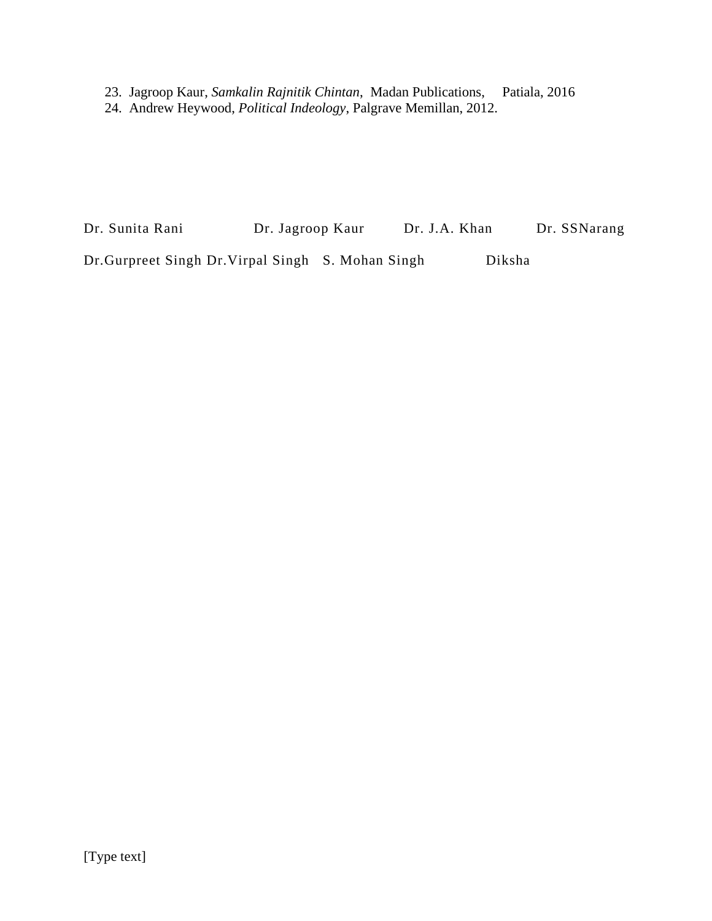23. Jagroop Kaur, *Samkalin Rajnitik Chintan*, Madan Publications, Patiala, 2016
24. Andrew Heywood, *Political Indeology*, Palgrave Memillan, 2012.

Dr. Sunita Rani Dr. Jagroop Kaur Dr. J.A. Khan Dr. SSNarang

Dr.Gurpreet Singh Dr.Virpal Singh S. Mohan Singh Diksha

[Type text]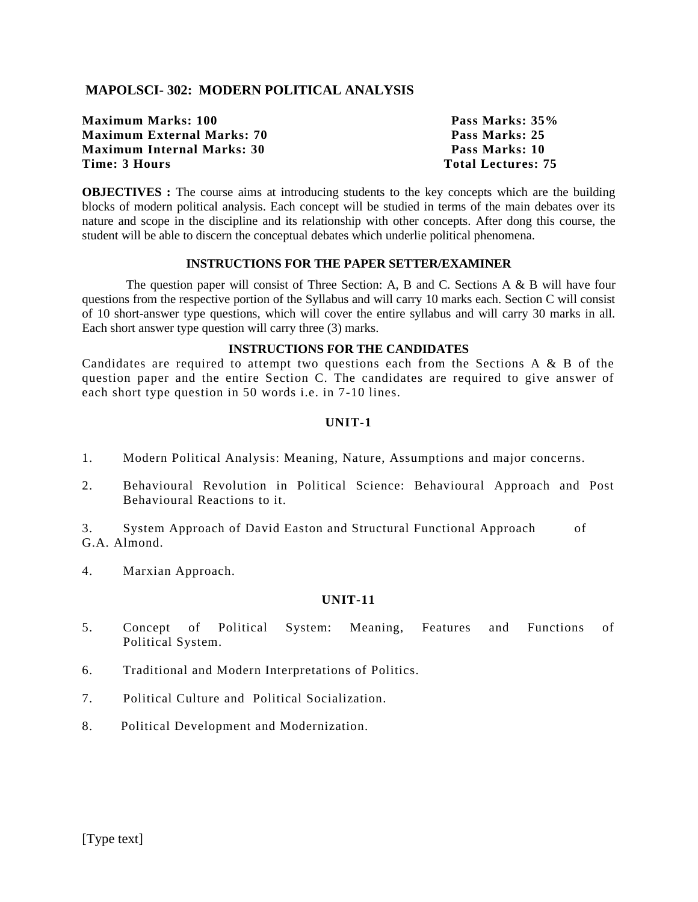## MAPOLSCI- 302: MODERN POLITICAL ANALYSIS

| | |
|---|---|
| **Maximum Marks: 100** | **Pass Marks: 35%** |
| **Maximum External Marks: 70** | **Pass Marks: 25** |
| **Maximum Internal Marks: 30** | **Pass Marks: 10** |
| **Time: 3 Hours** | **Total Lectures: 75** |

**OBJECTIVES :** The course aims at introducing students to the key concepts which are the building blocks of modern political analysis. Each concept will be studied in terms of the main debates over its nature and scope in the discipline and its relationship with other concepts. After dong this course, the student will be able to discern the conceptual debates which underlie political phenomena.

### INSTRUCTIONS FOR THE PAPER SETTER/EXAMINER

The question paper will consist of Three Section: A, B and C. Sections A & B will have four questions from the respective portion of the Syllabus and will carry 10 marks each. Section C will consist of 10 short-answer type questions, which will cover the entire syllabus and will carry 30 marks in all. Each short answer type question will carry three (3) marks.

### INSTRUCTIONS FOR THE CANDIDATES

Candidates are required to attempt two questions each from the Sections A & B of the question paper and the entire Section C. The candidates are required to give answer of each short type question in 50 words i.e. in 7-10 lines.

### UNIT-1

1. Modern Political Analysis: Meaning, Nature, Assumptions and major concerns.
2. Behavioural Revolution in Political Science: Behavioural Approach and Post Behavioural Reactions to it.
3. System Approach of David Easton and Structural Functional Approach of G.A. Almond.
4. Marxian Approach.

### UNIT-11

5. Concept of Political System: Meaning, Features and Functions of Political System.
6. Traditional and Modern Interpretations of Politics.
7. Political Culture and Political Socialization.
8. Political Development and Modernization.

[Type text]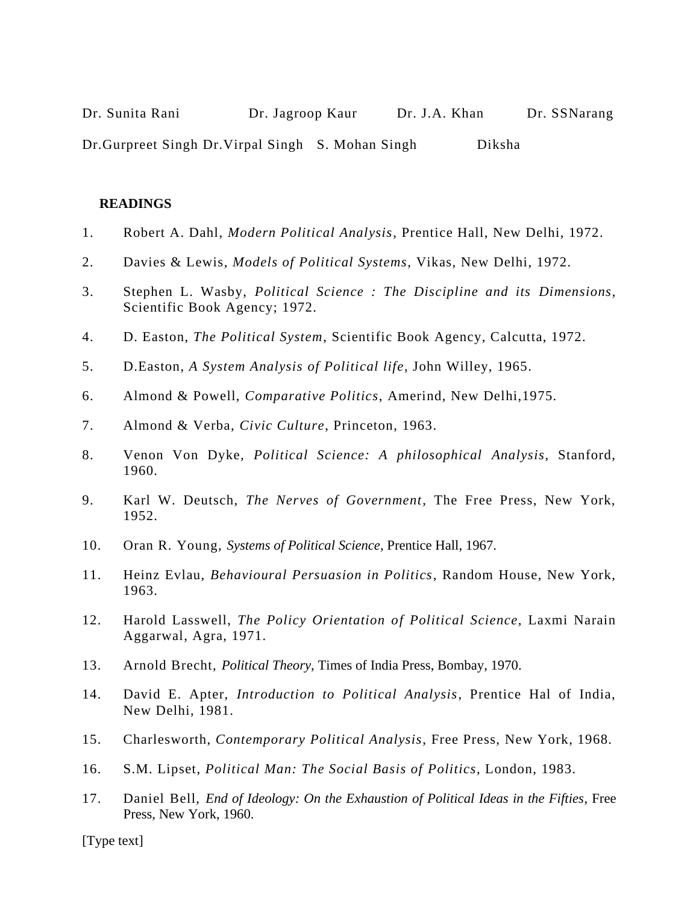Dr. Sunita Rani Dr. Jagroop Kaur Dr. J.A. Khan Dr. SSNarang

Dr.Gurpreet Singh Dr.Virpal Singh S. Mohan Singh Diksha

**READINGS**

1. Robert A. Dahl, *Modern Political Analysis*, Prentice Hall, New Delhi, 1972.
2. Davies & Lewis, *Models of Political Systems*, Vikas, New Delhi, 1972.
3. Stephen L. Wasby, *Political Science : The Discipline and its Dimensions*, Scientific Book Agency; 1972.
4. D. Easton, *The Political System*, Scientific Book Agency, Calcutta, 1972.
5. D.Easton, *A System Analysis of Political life*, John Willey, 1965.
6. Almond & Powell, *Comparative Politics*, Amerind, New Delhi,1975.
7. Almond & Verba, *Civic Culture*, Princeton, 1963.
8. Venon Von Dyke, *Political Science: A philosophical Analysis*, Stanford, 1960.
9. Karl W. Deutsch, *The Nerves of Government*, The Free Press, New York, 1952.
10. Oran R. Young, *Systems of Political Science*, Prentice Hall, 1967.
11. Heinz Evlau, *Behavioural Persuasion in Politics*, Random House, New York, 1963.
12. Harold Lasswell, *The Policy Orientation of Political Science*, Laxmi Narain Aggarwal, Agra, 1971.
13. Arnold Brecht, *Political Theory*, Times of India Press, Bombay, 1970.
14. David E. Apter, *Introduction to Political Analysis*, Prentice Hal of India, New Delhi, 1981.
15. Charlesworth, *Contemporary Political Analysis*, Free Press, New York, 1968.
16. S.M. Lipset, *Political Man: The Social Basis of Politics*, London, 1983.
17. Daniel Bell, *End of Ideology: On the Exhaustion of Political Ideas in the Fifties*, Free Press, New York, 1960.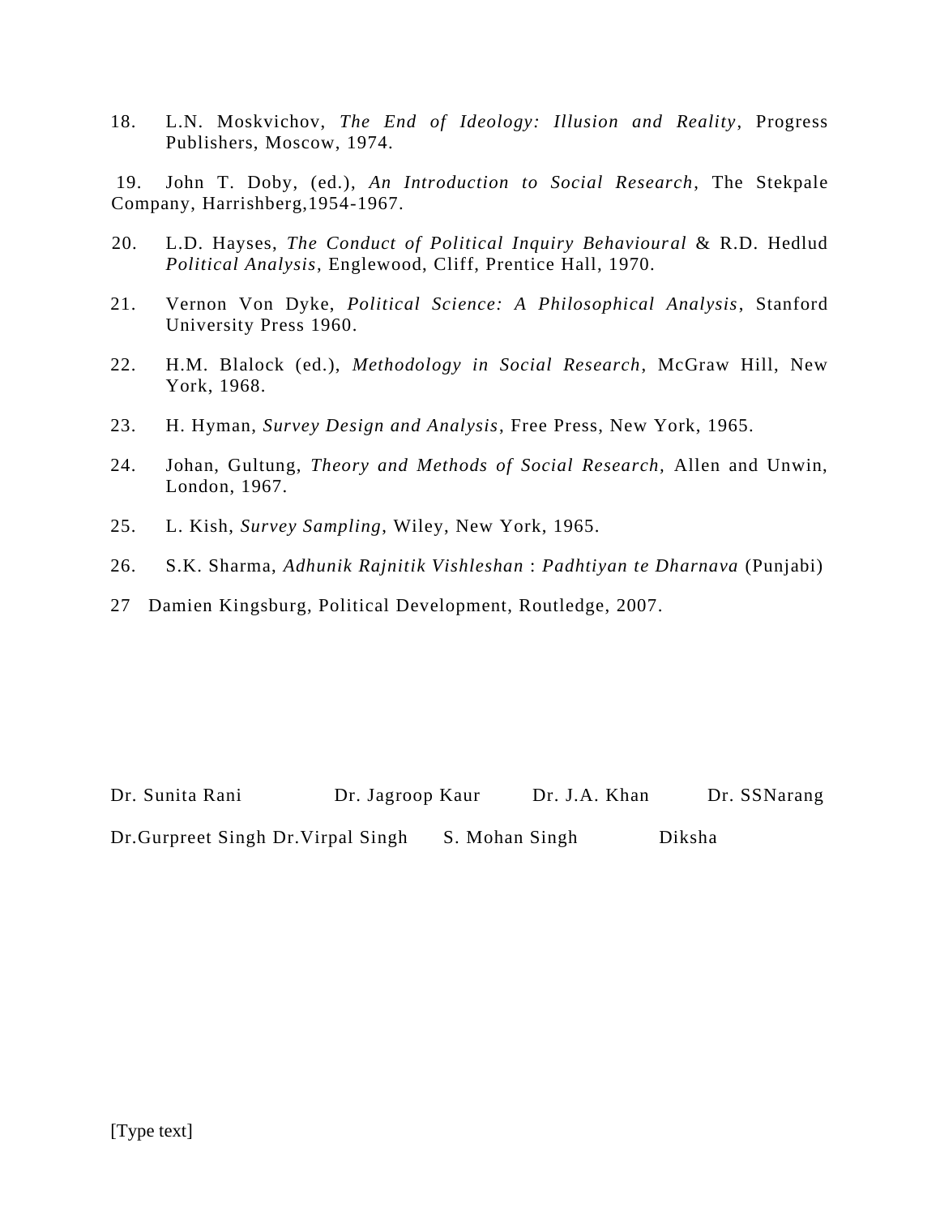18. L.N. Moskvichov, *The End of Ideology: Illusion and Reality*, Progress Publishers, Moscow, 1974.

19. John T. Doby, (ed.), *An Introduction to Social Research*, The Stekpale Company, Harrishberg,1954-1967.

20. L.D. Hayses, *The Conduct of Political Inquiry Behavioural* & R.D. Hedlud *Political Analysis*, Englewood, Cliff, Prentice Hall, 1970.

21. Vernon Von Dyke, *Political Science: A Philosophical Analysis*, Stanford University Press 1960.

22. H.M. Blalock (ed.), *Methodology in Social Research*, McGraw Hill, New York, 1968.

23. H. Hyman, *Survey Design and Analysis*, Free Press, New York, 1965.

24. Johan, Gultung, *Theory and Methods of Social Research,* Allen and Unwin, London, 1967.

25. L. Kish, *Survey Sampling*, Wiley, New York, 1965.

26. S.K. Sharma, *Adhunik Rajnitik Vishleshan* : *Padhtiyan te Dharnava* (Punjabi)

27 Damien Kingsburg, Political Development, Routledge, 2007.

Dr. Sunita Rani Dr. Jagroop Kaur Dr. J.A. Khan Dr. SSNarang

Dr.Gurpreet Singh Dr.Virpal Singh S. Mohan Singh Diksha

[Type text]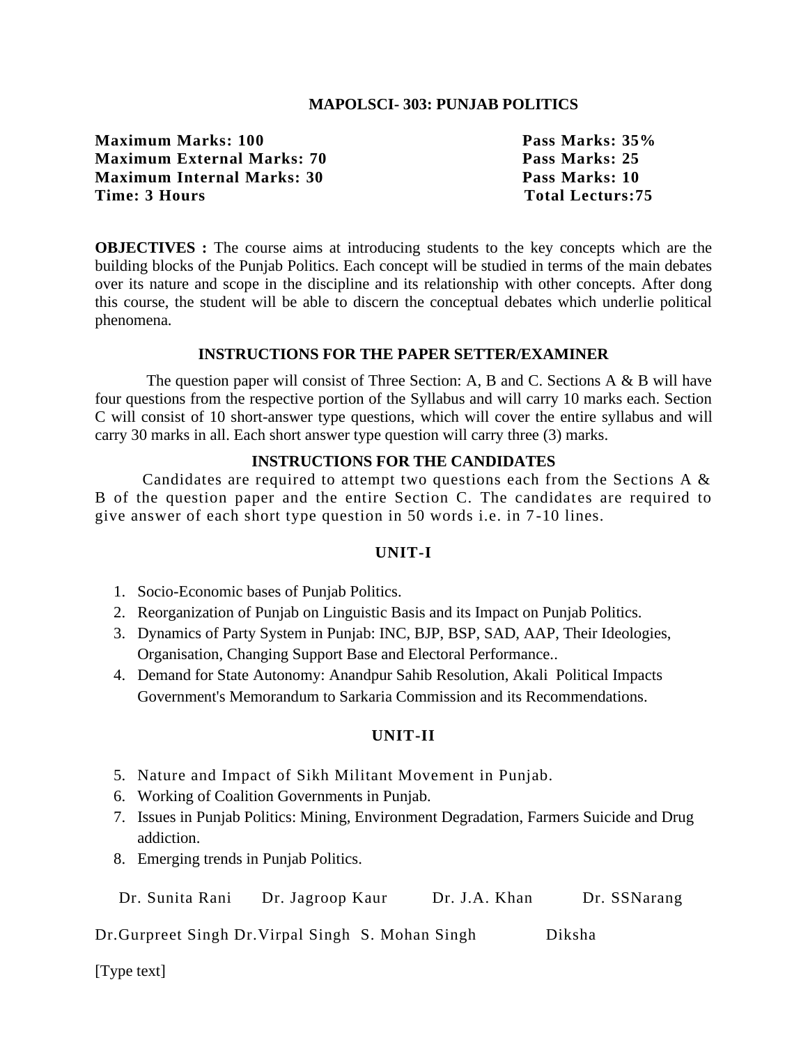# MAPOLSCI- 303: PUNJAB POLITICS

| | |
|---|---|
| **Maximum Marks: 100** | **Pass Marks: 35%** |
| **Maximum External Marks: 70** | **Pass Marks: 25** |
| **Maximum Internal Marks: 30** | **Pass Marks: 10** |
| **Time: 3 Hours** | **Total Lecturs:75** |

**OBJECTIVES :** The course aims at introducing students to the key concepts which are the building blocks of the Punjab Politics. Each concept will be studied in terms of the main debates over its nature and scope in the discipline and its relationship with other concepts. After dong this course, the student will be able to discern the conceptual debates which underlie political phenomena.

## INSTRUCTIONS FOR THE PAPER SETTER/EXAMINER

The question paper will consist of Three Section: A, B and C. Sections A & B will have four questions from the respective portion of the Syllabus and will carry 10 marks each. Section C will consist of 10 short-answer type questions, which will cover the entire syllabus and will carry 30 marks in all. Each short answer type question will carry three (3) marks.

## INSTRUCTIONS FOR THE CANDIDATES

Candidates are required to attempt two questions each from the Sections A & B of the question paper and the entire Section C. The candidates are required to give answer of each short type question in 50 words i.e. in 7-10 lines.

## UNIT-I

1. Socio-Economic bases of Punjab Politics.
2. Reorganization of Punjab on Linguistic Basis and its Impact on Punjab Politics.
3. Dynamics of Party System in Punjab: INC, BJP, BSP, SAD, AAP, Their Ideologies, Organisation, Changing Support Base and Electoral Performance..
4. Demand for State Autonomy: Anandpur Sahib Resolution, Akali Political Impacts Government's Memorandum to Sarkaria Commission and its Recommendations.

## UNIT-II

5. Nature and Impact of Sikh Militant Movement in Punjab.
6. Working of Coalition Governments in Punjab.
7. Issues in Punjab Politics: Mining, Environment Degradation, Farmers Suicide and Drug addiction.
8. Emerging trends in Punjab Politics.

Dr. Sunita Rani Dr. Jagroop Kaur Dr. J.A. Khan Dr. SSNarang

Dr.Gurpreet Singh Dr.Virpal Singh S. Mohan Singh Diksha

[Type text]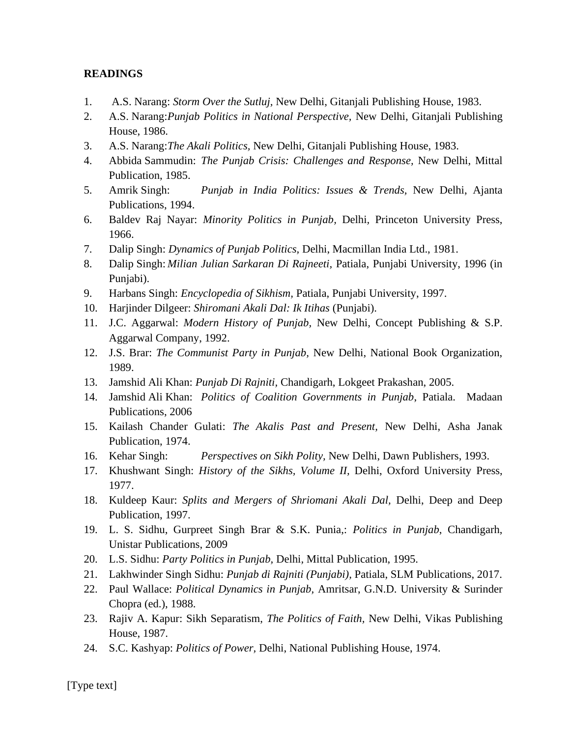**READINGS**

1. A.S. Narang: *Storm Over the Sutluj*, New Delhi, Gitanjali Publishing House, 1983.
2. A.S. Narang:*Punjab Politics in National Perspective,* New Delhi, Gitanjali Publishing House, 1986.
3. A.S. Narang:*The Akali Politics*, New Delhi, Gitanjali Publishing House, 1983.
4. Abbida Sammudin: *The Punjab Crisis: Challenges and Response*, New Delhi, Mittal Publication, 1985.
5. Amrik Singh: *Punjab in India Politics: Issues & Trends,* New Delhi, Ajanta Publications, 1994.
6. Baldev Raj Nayar: *Minority Politics in Punjab*, Delhi, Princeton University Press, 1966.
7. Dalip Singh: *Dynamics of Punjab Politics*, Delhi, Macmillan India Ltd., 1981.
8. Dalip Singh: *Milian Julian Sarkaran Di Rajneeti,* Patiala, Punjabi University, 1996 (in Punjabi).
9. Harbans Singh: *Encyclopedia of Sikhism,* Patiala, Punjabi University, 1997.
10. Harjinder Dilgeer: *Shiromani Akali Dal: Ik Itihas* (Punjabi).
11. J.C. Aggarwal: *Modern History of Punjab,* New Delhi, Concept Publishing & S.P. Aggarwal Company, 1992.
12. J.S. Brar: *The Communist Party in Punjab,* New Delhi, National Book Organization, 1989.
13. Jamshid Ali Khan: *Punjab Di Rajniti*, Chandigarh, Lokgeet Prakashan, 2005.
14. Jamshid Ali Khan: *Politics of Coalition Governments in Punjab*, Patiala. Madaan Publications, 2006
15. Kailash Chander Gulati: *The Akalis Past and Present*, New Delhi, Asha Janak Publication, 1974.
16. Kehar Singh: *Perspectives on Sikh Polity*, New Delhi, Dawn Publishers, 1993.
17. Khushwant Singh: *History of the Sikhs, Volume II,* Delhi, Oxford University Press, 1977.
18. Kuldeep Kaur: *Splits and Mergers of Shriomani Akali Dal,* Delhi, Deep and Deep Publication, 1997.
19. L. S. Sidhu, Gurpreet Singh Brar & S.K. Punia,: *Politics in Punjab*, Chandigarh, Unistar Publications, 2009
20. L.S. Sidhu: *Party Politics in Punjab,* Delhi, Mittal Publication, 1995.
21. Lakhwinder Singh Sidhu: *Punjab di Rajniti (Punjabi),* Patiala, SLM Publications, 2017.
22. Paul Wallace: *Political Dynamics in Punjab,* Amritsar, G.N.D. University & Surinder Chopra (ed.), 1988.
23. Rajiv A. Kapur: Sikh Separatism, *The Politics of Faith*, New Delhi, Vikas Publishing House, 1987.
24. S.C. Kashyap: *Politics of Power,* Delhi, National Publishing House, 1974.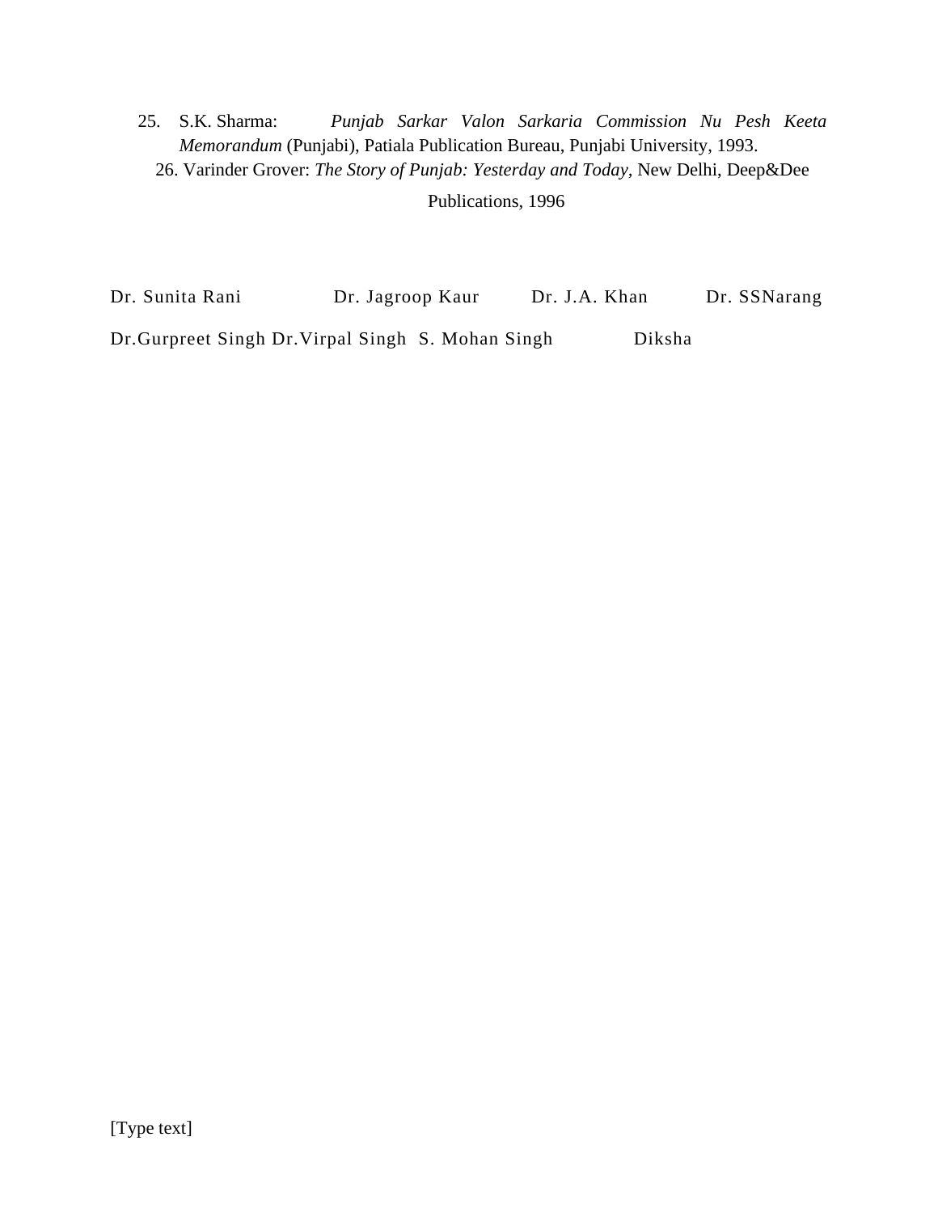25. S.K. Sharma: *Punjab Sarkar Valon Sarkaria Commission Nu Pesh Keeta Memorandum* (Punjabi), Patiala Publication Bureau, Punjabi University, 1993.
26. Varinder Grover: *The Story of Punjab: Yesterday and Today,* New Delhi, Deep&Dee Publications, 1996

Dr. Sunita Rani Dr. Jagroop Kaur Dr. J.A. Khan Dr. SSNarang

Dr.Gurpreet Singh Dr.Virpal Singh S. Mohan Singh Diksha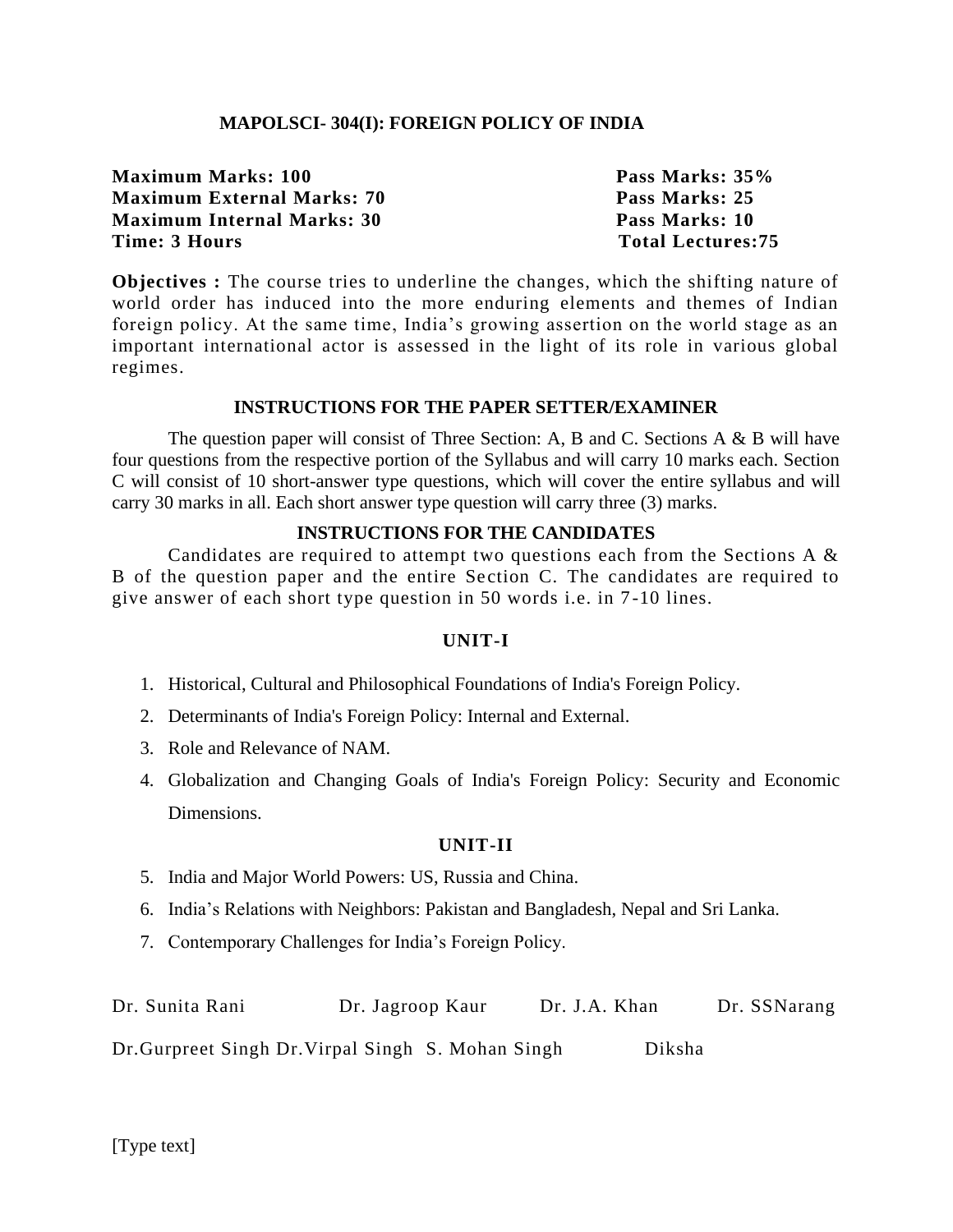## MAPOLSCI- 304(I): FOREIGN POLICY OF INDIA

| | |
|---|---|
| **Maximum Marks: 100** | **Pass Marks: 35%** |
| **Maximum External Marks: 70** | **Pass Marks: 25** |
| **Maximum Internal Marks: 30** | **Pass Marks: 10** |
| **Time: 3 Hours** | **Total Lectures:75** |

**Objectives :** The course tries to underline the changes, which the shifting nature of world order has induced into the more enduring elements and themes of Indian foreign policy. At the same time, India's growing assertion on the world stage as an important international actor is assessed in the light of its role in various global regimes.

### INSTRUCTIONS FOR THE PAPER SETTER/EXAMINER

The question paper will consist of Three Section: A, B and C. Sections A & B will have four questions from the respective portion of the Syllabus and will carry 10 marks each. Section C will consist of 10 short-answer type questions, which will cover the entire syllabus and will carry 30 marks in all. Each short answer type question will carry three (3) marks.

### INSTRUCTIONS FOR THE CANDIDATES

Candidates are required to attempt two questions each from the Sections A & B of the question paper and the entire Section C. The candidates are required to give answer of each short type question in 50 words i.e. in 7-10 lines.

### UNIT-I

1. Historical, Cultural and Philosophical Foundations of India's Foreign Policy.
2. Determinants of India's Foreign Policy: Internal and External.
3. Role and Relevance of NAM.
4. Globalization and Changing Goals of India's Foreign Policy: Security and Economic Dimensions.

### UNIT-II

5. India and Major World Powers: US, Russia and China.
6. India's Relations with Neighbors: Pakistan and Bangladesh, Nepal and Sri Lanka.
7. Contemporary Challenges for India's Foreign Policy.

Dr. Sunita Rani Dr. Jagroop Kaur Dr. J.A. Khan Dr. SSNarang

Dr.Gurpreet Singh Dr.Virpal Singh S. Mohan Singh Diksha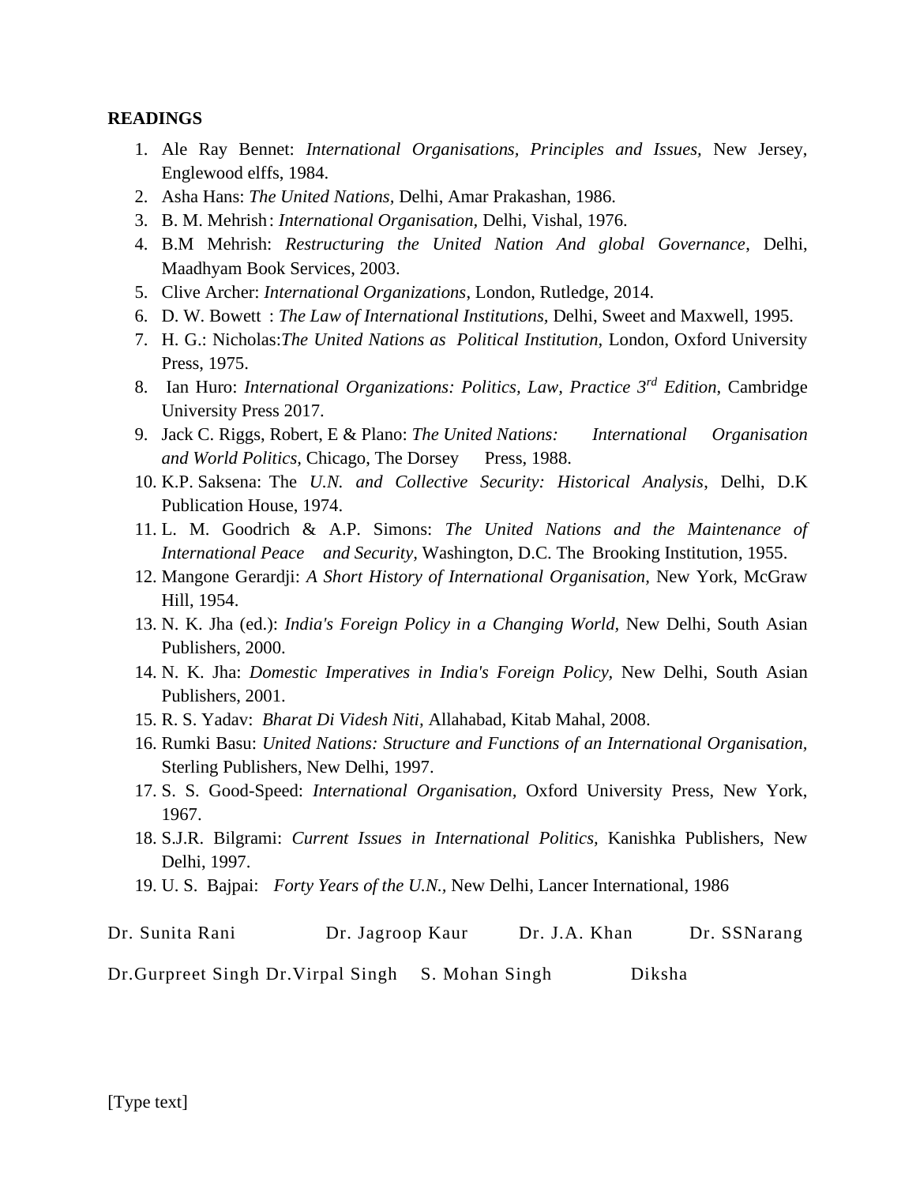**READINGS**

1. Ale Ray Bennet: *International Organisations, Principles and Issues,* New Jersey, Englewood elffs, 1984.
2. Asha Hans: *The United Nations,* Delhi, Amar Prakashan, 1986.
3. B. M. Mehrish: *International Organisation,* Delhi, Vishal, 1976.
4. B.M Mehrish: *Restructuring the United Nation And global Governance*, Delhi, Maadhyam Book Services, 2003.
5. Clive Archer: *International Organizations*, London, Rutledge, 2014.
6. D. W. Bowett : *The Law of International Institutions,* Delhi, Sweet and Maxwell, 1995.
7. H. G.: Nicholas:*The United Nations as Political Institution*, London, Oxford University Press, 1975.
8. Ian Huro: *International Organizations: Politics, Law, Practice 3rd Edition*, Cambridge University Press 2017.
9. Jack C. Riggs, Robert, E & Plano: *The United Nations: International Organisation and World Politics,* Chicago, The Dorsey Press, 1988.
10. K.P. Saksena: The *U.N. and Collective Security: Historical Analysis*, Delhi, D.K Publication House, 1974.
11. L. M. Goodrich & A.P. Simons: *The United Nations and the Maintenance of International Peace and Security,* Washington, D.C. The Brooking Institution, 1955.
12. Mangone Gerardji: *A Short History of International Organisation,* New York, McGraw Hill, 1954.
13. N. K. Jha (ed.): *India's Foreign Policy in a Changing World,* New Delhi, South Asian Publishers, 2000.
14. N. K. Jha: *Domestic Imperatives in India's Foreign Policy,* New Delhi, South Asian Publishers, 2001.
15. R. S. Yadav: *Bharat Di Videsh Niti,* Allahabad, Kitab Mahal, 2008.
16. Rumki Basu: *United Nations: Structure and Functions of an International Organisation,* Sterling Publishers, New Delhi, 1997.
17. S. S. Good-Speed: *International Organisation,* Oxford University Press, New York, 1967.
18. S.J.R. Bilgrami: *Current Issues in International Politics*, Kanishka Publishers, New Delhi, 1997.
19. U. S. Bajpai: *Forty Years of the U.N.*, New Delhi, Lancer International, 1986

Dr. Sunita Rani Dr. Jagroop Kaur Dr. J.A. Khan Dr. SSNarang

Dr.Gurpreet Singh Dr.Virpal Singh S. Mohan Singh Diksha

[Type text]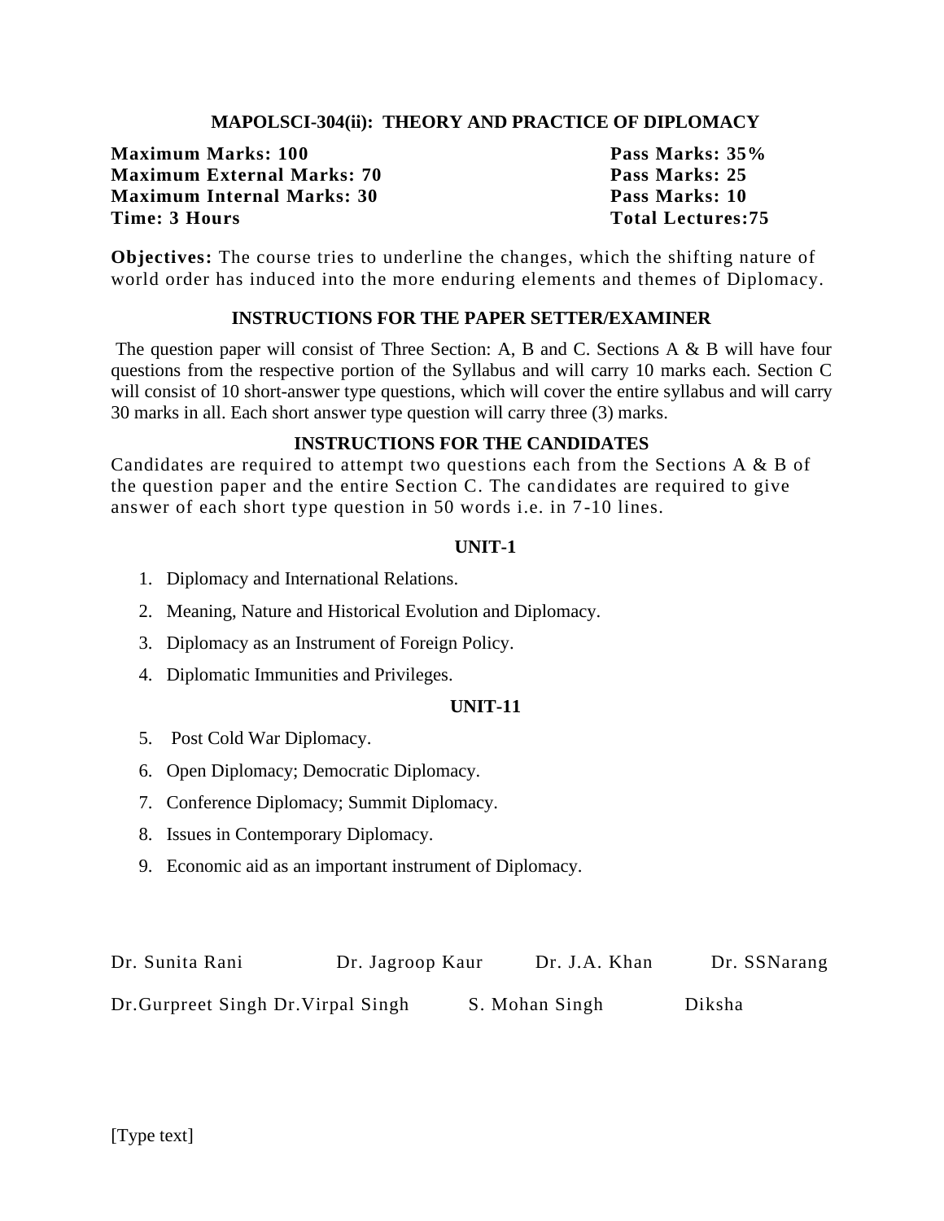## MAPOLSCI-304(ii): THEORY AND PRACTICE OF DIPLOMACY

| | |
|---|---|
| **Maximum Marks: 100** | **Pass Marks: 35%** |
| **Maximum External Marks: 70** | **Pass Marks: 25** |
| **Maximum Internal Marks: 30** | **Pass Marks: 10** |
| **Time: 3 Hours** | **Total Lectures:75** |

**Objectives:** The course tries to underline the changes, which the shifting nature of world order has induced into the more enduring elements and themes of Diplomacy.

### INSTRUCTIONS FOR THE PAPER SETTER/EXAMINER

The question paper will consist of Three Section: A, B and C. Sections A & B will have four questions from the respective portion of the Syllabus and will carry 10 marks each. Section C will consist of 10 short-answer type questions, which will cover the entire syllabus and will carry 30 marks in all. Each short answer type question will carry three (3) marks.

### INSTRUCTIONS FOR THE CANDIDATES

Candidates are required to attempt two questions each from the Sections A & B of the question paper and the entire Section C. The candidates are required to give answer of each short type question in 50 words i.e. in 7-10 lines.

### UNIT-1

1. Diplomacy and International Relations.
2. Meaning, Nature and Historical Evolution and Diplomacy.
3. Diplomacy as an Instrument of Foreign Policy.
4. Diplomatic Immunities and Privileges.

### UNIT-11

5. Post Cold War Diplomacy.
6. Open Diplomacy; Democratic Diplomacy.
7. Conference Diplomacy; Summit Diplomacy.
8. Issues in Contemporary Diplomacy.
9. Economic aid as an important instrument of Diplomacy.

Dr. Sunita Rani    Dr. Jagroop Kaur    Dr. J.A. Khan    Dr. SSNarang

Dr.Gurpreet Singh Dr.Virpal Singh    S. Mohan Singh    Diksha

[Type text]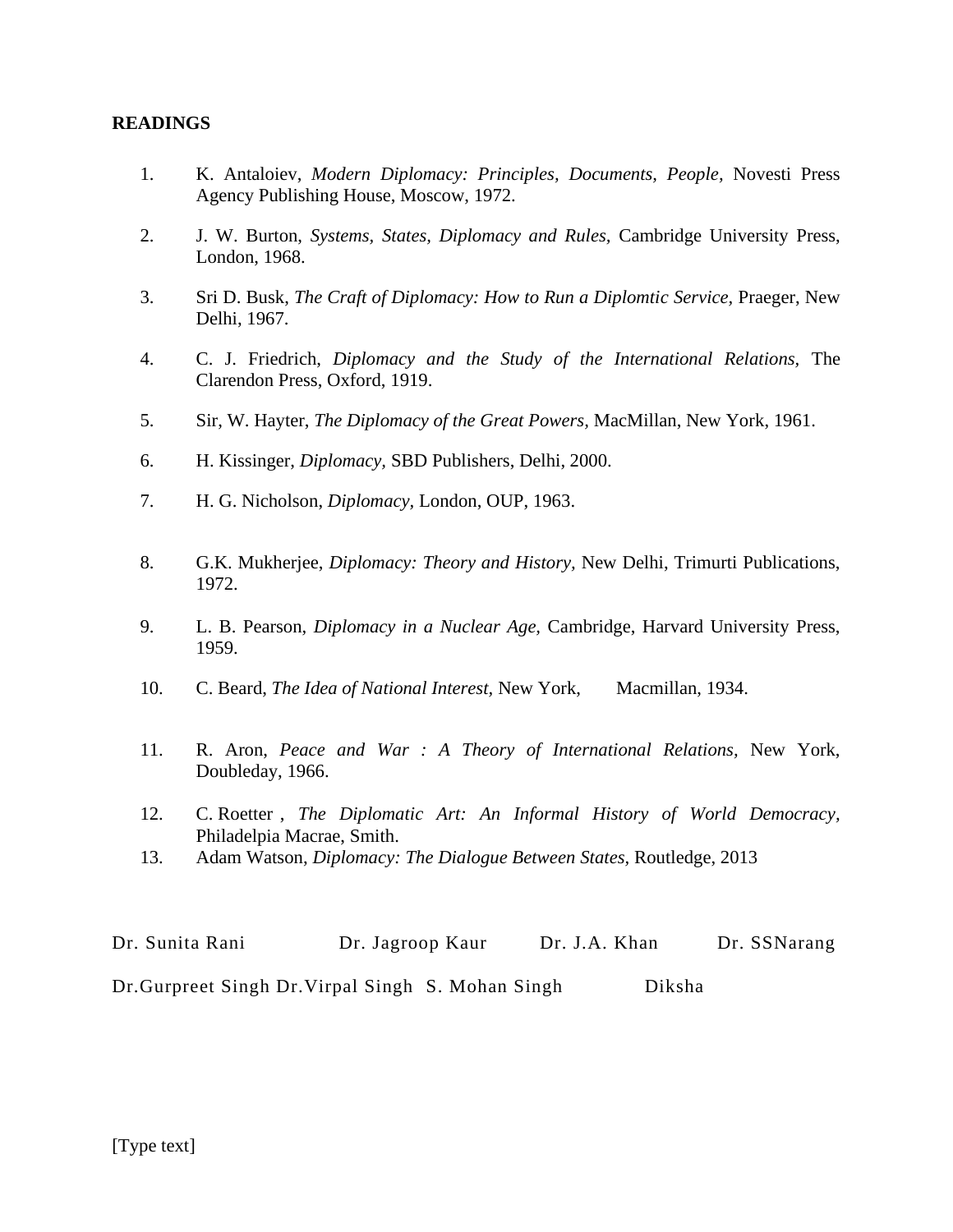**READINGS**

1. K. Antaloiev, *Modern Diplomacy: Principles, Documents, People,* Novesti Press Agency Publishing House, Moscow, 1972.

2. J. W. Burton, *Systems, States, Diplomacy and Rules,* Cambridge University Press, London, 1968.

3. Sri D. Busk, *The Craft of Diplomacy: How to Run a Diplomtic Service,* Praeger, New Delhi, 1967.

4. C. J. Friedrich, *Diplomacy and the Study of the International Relations,* The Clarendon Press, Oxford, 1919.

5. Sir, W. Hayter, *The Diplomacy of the Great Powers,* MacMillan, New York, 1961.

6. H. Kissinger, *Diplomacy,* SBD Publishers, Delhi, 2000.

7. H. G. Nicholson, *Diplomacy,* London, OUP, 1963.

8. G.K. Mukherjee, *Diplomacy: Theory and History,* New Delhi, Trimurti Publications, 1972.

9. L. B. Pearson, *Diplomacy in a Nuclear Age,* Cambridge, Harvard University Press, 1959.

10. C. Beard, *The Idea of National Interest,* New York, Macmillan, 1934.

11. R. Aron, *Peace and War : A Theory of International Relations,* New York, Doubleday, 1966.

12. C. Roetter , *The Diplomatic Art: An Informal History of World Democracy,* Philadelpia Macrae, Smith.
13. Adam Watson, *Diplomacy: The Dialogue Between States,* Routledge, 2013

Dr. Sunita Rani Dr. Jagroop Kaur Dr. J.A. Khan Dr. SSNarang

Dr.Gurpreet Singh Dr.Virpal Singh S. Mohan Singh Diksha

[Type text]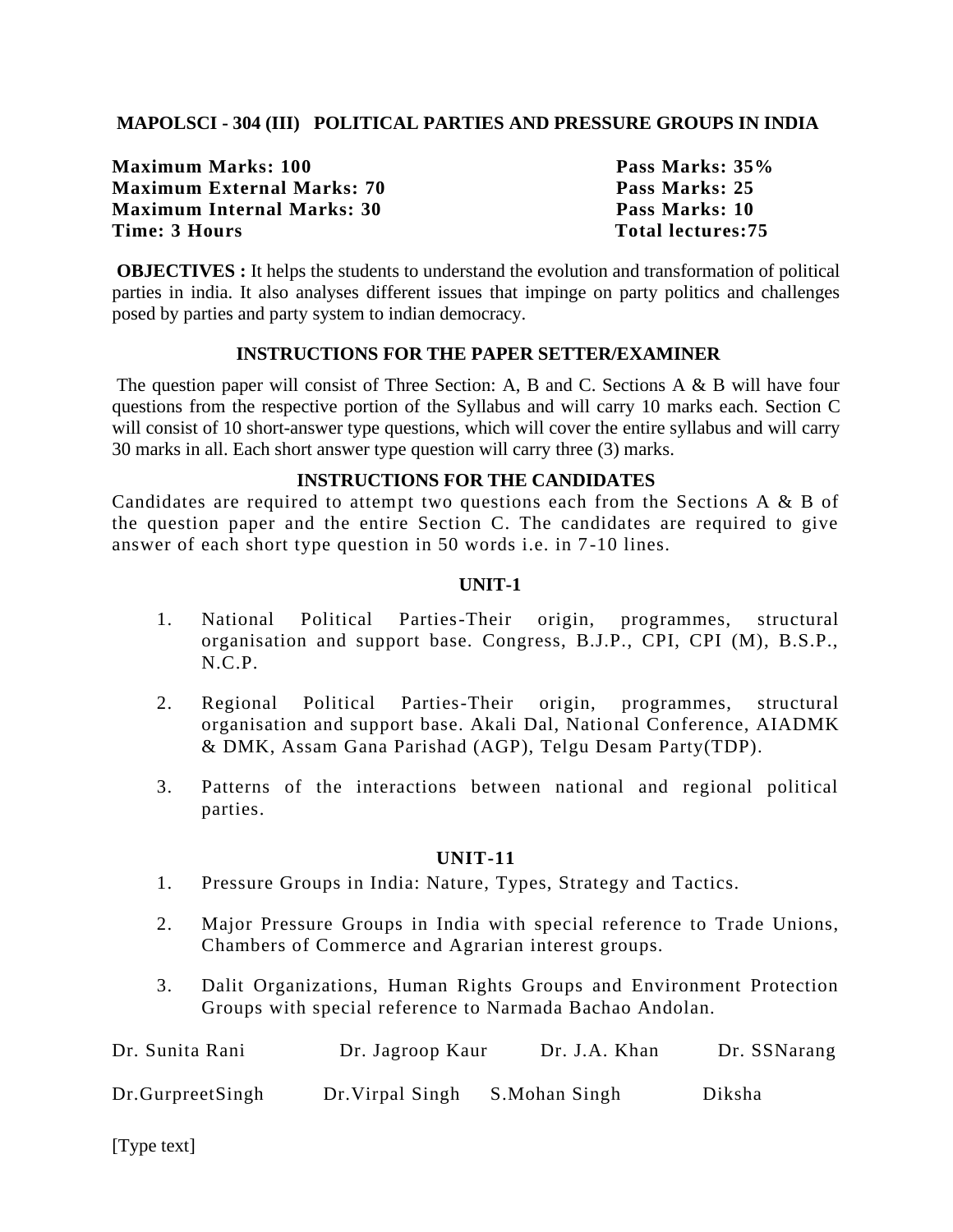**MAPOLSCI - 304 (III) POLITICAL PARTIES AND PRESSURE GROUPS IN INDIA**

| | |
|---|---|
| **Maximum Marks: 100** | **Pass Marks: 35%** |
| **Maximum External Marks: 70** | **Pass Marks: 25** |
| **Maximum Internal Marks: 30** | **Pass Marks: 10** |
| **Time: 3 Hours** | **Total lectures:75** |

**OBJECTIVES :** It helps the students to understand the evolution and transformation of political parties in india. It also analyses different issues that impinge on party politics and challenges posed by parties and party system to indian democracy.

**INSTRUCTIONS FOR THE PAPER SETTER/EXAMINER**

The question paper will consist of Three Section: A, B and C. Sections A & B will have four questions from the respective portion of the Syllabus and will carry 10 marks each. Section C will consist of 10 short-answer type questions, which will cover the entire syllabus and will carry 30 marks in all. Each short answer type question will carry three (3) marks.

**INSTRUCTIONS FOR THE CANDIDATES**

Candidates are required to attempt two questions each from the Sections A & B of the question paper and the entire Section C. The candidates are required to give answer of each short type question in 50 words i.e. in 7-10 lines.

**UNIT-1**

1. National Political Parties-Their origin, programmes, structural organisation and support base. Congress, B.J.P., CPI, CPI (M), B.S.P., N.C.P.
2. Regional Political Parties-Their origin, programmes, structural organisation and support base. Akali Dal, National Conference, AIADMK & DMK, Assam Gana Parishad (AGP), Telgu Desam Party(TDP).
3. Patterns of the interactions between national and regional political parties.

**UNIT-11**

1. Pressure Groups in India: Nature, Types, Strategy and Tactics.
2. Major Pressure Groups in India with special reference to Trade Unions, Chambers of Commerce and Agrarian interest groups.
3. Dalit Organizations, Human Rights Groups and Environment Protection Groups with special reference to Narmada Bachao Andolan.

Dr. Sunita Rani    Dr. Jagroop Kaur    Dr. J.A. Khan    Dr. SSNarang

Dr.GurpreetSingh    Dr.Virpal Singh    S.Mohan Singh    Diksha

[Type text]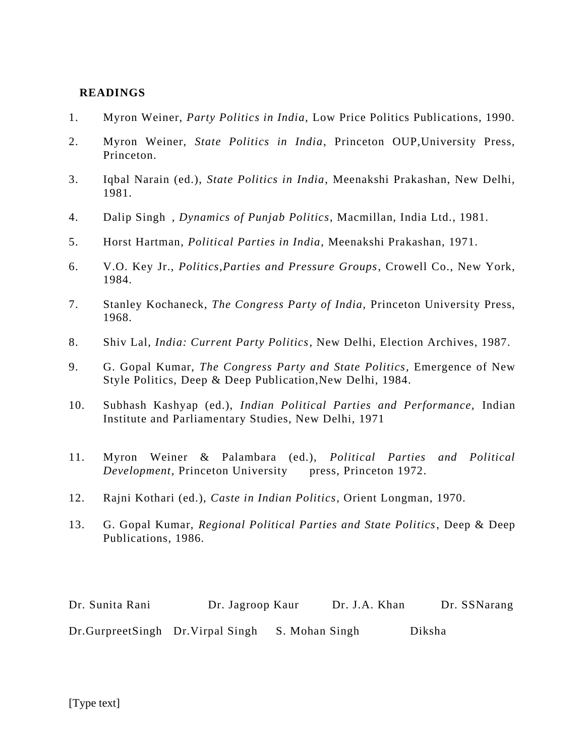**READINGS**

1. Myron Weiner, *Party Politics in India,* Low Price Politics Publications, 1990.
2. Myron Weiner, *State Politics in India*, Princeton OUP,University Press, Princeton.
3. Iqbal Narain (ed.), *State Politics in India*, Meenakshi Prakashan, New Delhi, 1981.
4. Dalip Singh , *Dynamics of Punjab Politics*, Macmillan, India Ltd., 1981.
5. Horst Hartman, *Political Parties in India*, Meenakshi Prakashan, 1971.
6. V.O. Key Jr., *Politics,Parties and Pressure Groups*, Crowell Co., New York, 1984.
7. Stanley Kochaneck, *The Congress Party of India,* Princeton University Press, 1968.
8. Shiv Lal, *India: Current Party Politics*, New Delhi, Election Archives, 1987.
9. G. Gopal Kumar, *The Congress Party and State Politics*, Emergence of New Style Politics, Deep & Deep Publication,New Delhi, 1984.
10. Subhash Kashyap (ed.), *Indian Political Parties and Performance,* Indian Institute and Parliamentary Studies, New Delhi, 1971
11. Myron Weiner & Palambara (ed.), *Political Parties and Political Development*, Princeton University press, Princeton 1972.
12. Rajni Kothari (ed.), *Caste in Indian Politics*, Orient Longman, 1970.
13. G. Gopal Kumar, *Regional Political Parties and State Politics*, Deep & Deep Publications, 1986.

Dr. Sunita Rani Dr. Jagroop Kaur Dr. J.A. Khan Dr. SSNarang

Dr.GurpreetSingh Dr.Virpal Singh S. Mohan Singh Diksha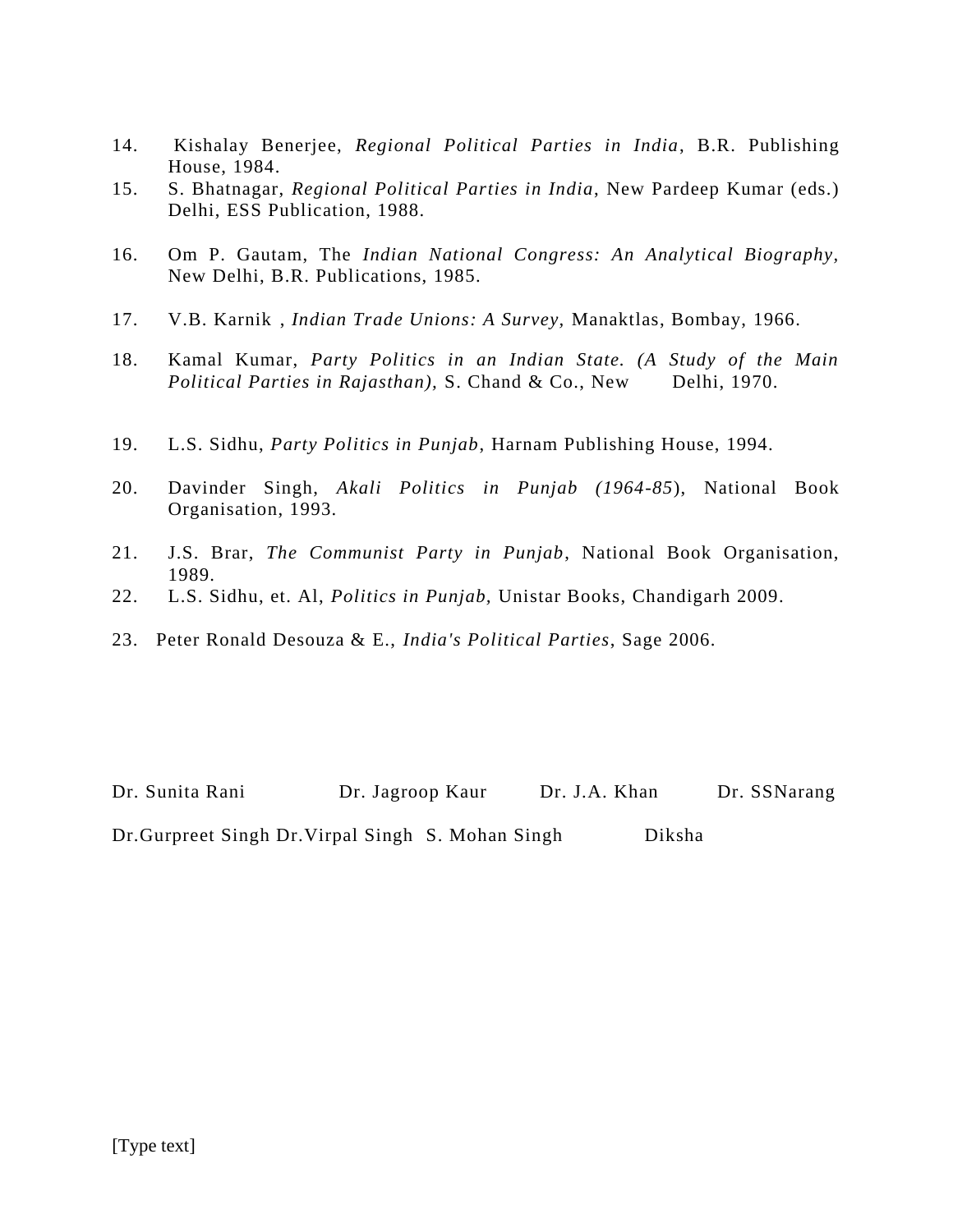14. Kishalay Benerjee, *Regional Political Parties in India*, B.R. Publishing House, 1984.
15. S. Bhatnagar, *Regional Political Parties in India*, New Pardeep Kumar (eds.) Delhi, ESS Publication, 1988.
16. Om P. Gautam, The *Indian National Congress: An Analytical Biography*, New Delhi, B.R. Publications, 1985.
17. V.B. Karnik , *Indian Trade Unions: A Survey,* Manaktlas, Bombay, 1966.
18. Kamal Kumar, *Party Politics in an Indian State. (A Study of the Main Political Parties in Rajasthan),* S. Chand & Co., New Delhi, 1970.
19. L.S. Sidhu, *Party Politics in Punjab*, Harnam Publishing House, 1994.
20. Davinder Singh, *Akali Politics in Punjab (1964-85*), National Book Organisation, 1993.
21. J.S. Brar, *The Communist Party in Punjab*, National Book Organisation, 1989.
22. L.S. Sidhu, et. Al, *Politics in Punjab,* Unistar Books, Chandigarh 2009.
23. Peter Ronald Desouza & E., *India's Political Parties*, Sage 2006.

Dr. Sunita Rani Dr. Jagroop Kaur Dr. J.A. Khan Dr. SSNarang

Dr.Gurpreet Singh Dr.Virpal Singh S. Mohan Singh Diksha

[Type text]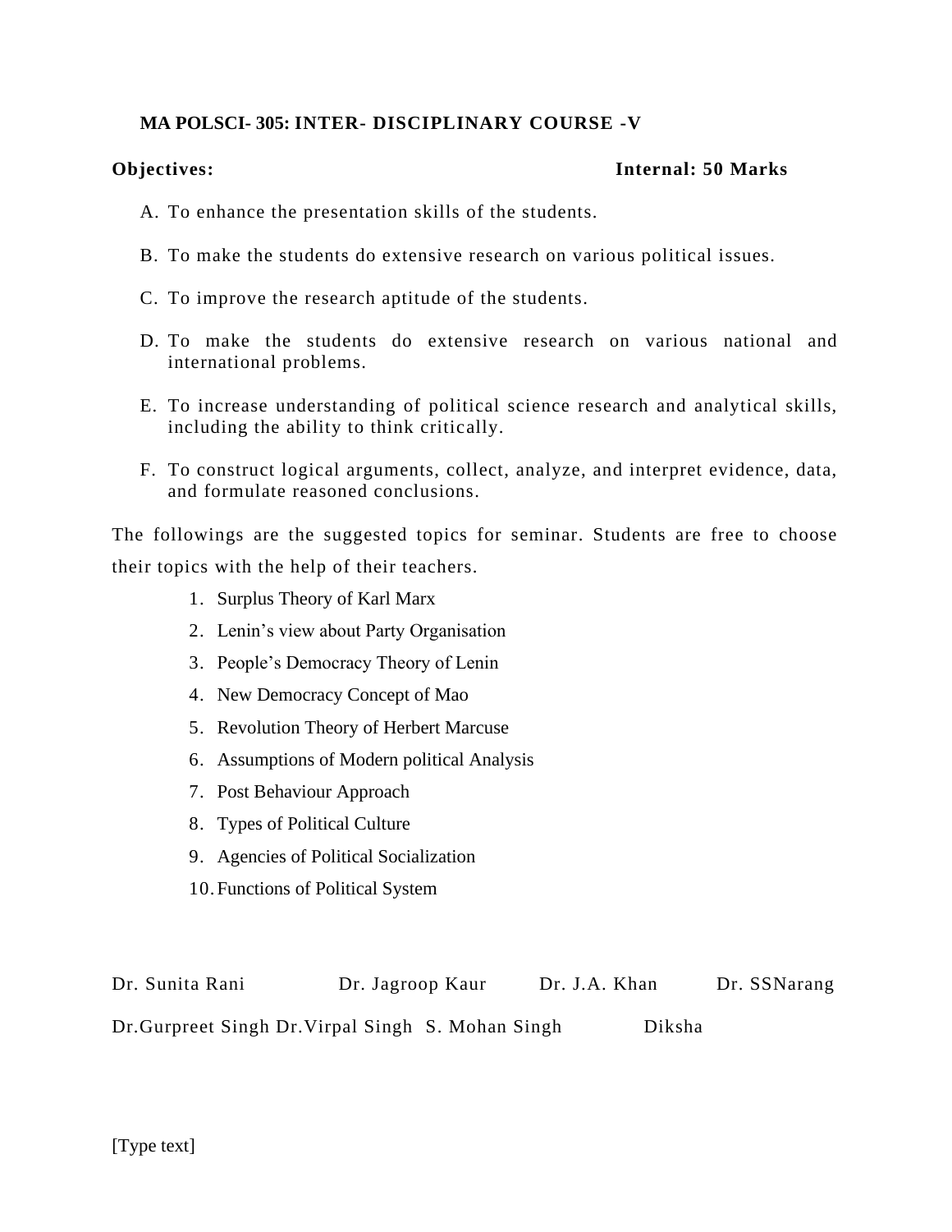**MA POLSCI- 305: INTER- DISCIPLINARY COURSE -V**

**Objectives:** **Internal: 50 Marks**

A. To enhance the presentation skills of the students.

B. To make the students do extensive research on various political issues.

C. To improve the research aptitude of the students.

D. To make the students do extensive research on various national and international problems.

E. To increase understanding of political science research and analytical skills, including the ability to think critically.

F. To construct logical arguments, collect, analyze, and interpret evidence, data, and formulate reasoned conclusions.

The followings are the suggested topics for seminar. Students are free to choose their topics with the help of their teachers.

1. Surplus Theory of Karl Marx
2. Lenin's view about Party Organisation
3. People's Democracy Theory of Lenin
4. New Democracy Concept of Mao
5. Revolution Theory of Herbert Marcuse
6. Assumptions of Modern political Analysis
7. Post Behaviour Approach
8. Types of Political Culture
9. Agencies of Political Socialization
10. Functions of Political System

Dr. Sunita Rani Dr. Jagroop Kaur Dr. J.A. Khan Dr. SSNarang

Dr.Gurpreet Singh Dr.Virpal Singh S. Mohan Singh Diksha

[Type text]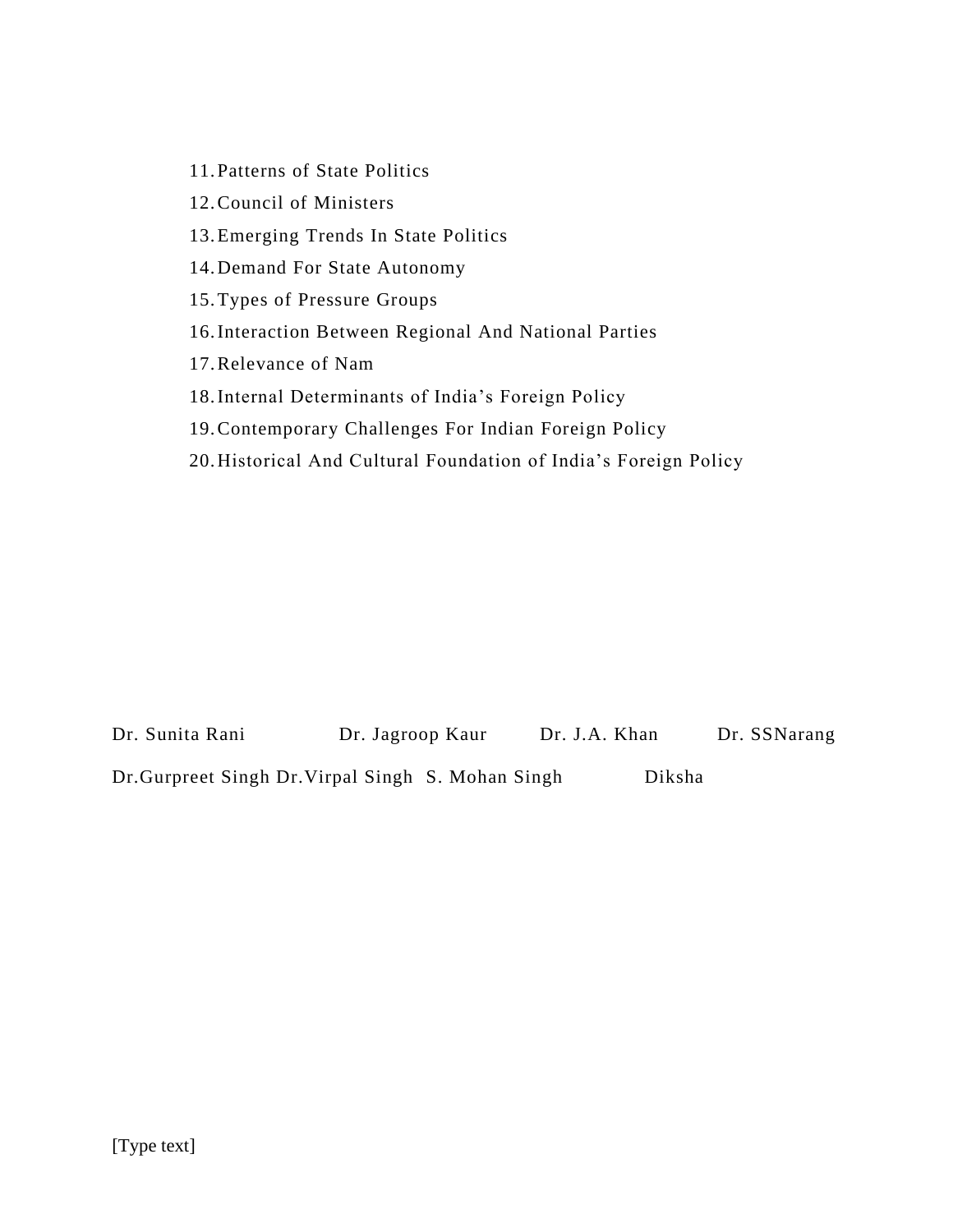11. Patterns of State Politics
12. Council of Ministers
13. Emerging Trends In State Politics
14. Demand For State Autonomy
15. Types of Pressure Groups
16. Interaction Between Regional And National Parties
17. Relevance of Nam
18. Internal Determinants of India's Foreign Policy
19. Contemporary Challenges For Indian Foreign Policy
20. Historical And Cultural Foundation of India's Foreign Policy

Dr. Sunita Rani Dr. Jagroop Kaur Dr. J.A. Khan Dr. SSNarang

Dr.Gurpreet Singh Dr.Virpal Singh S. Mohan Singh Diksha

[Type text]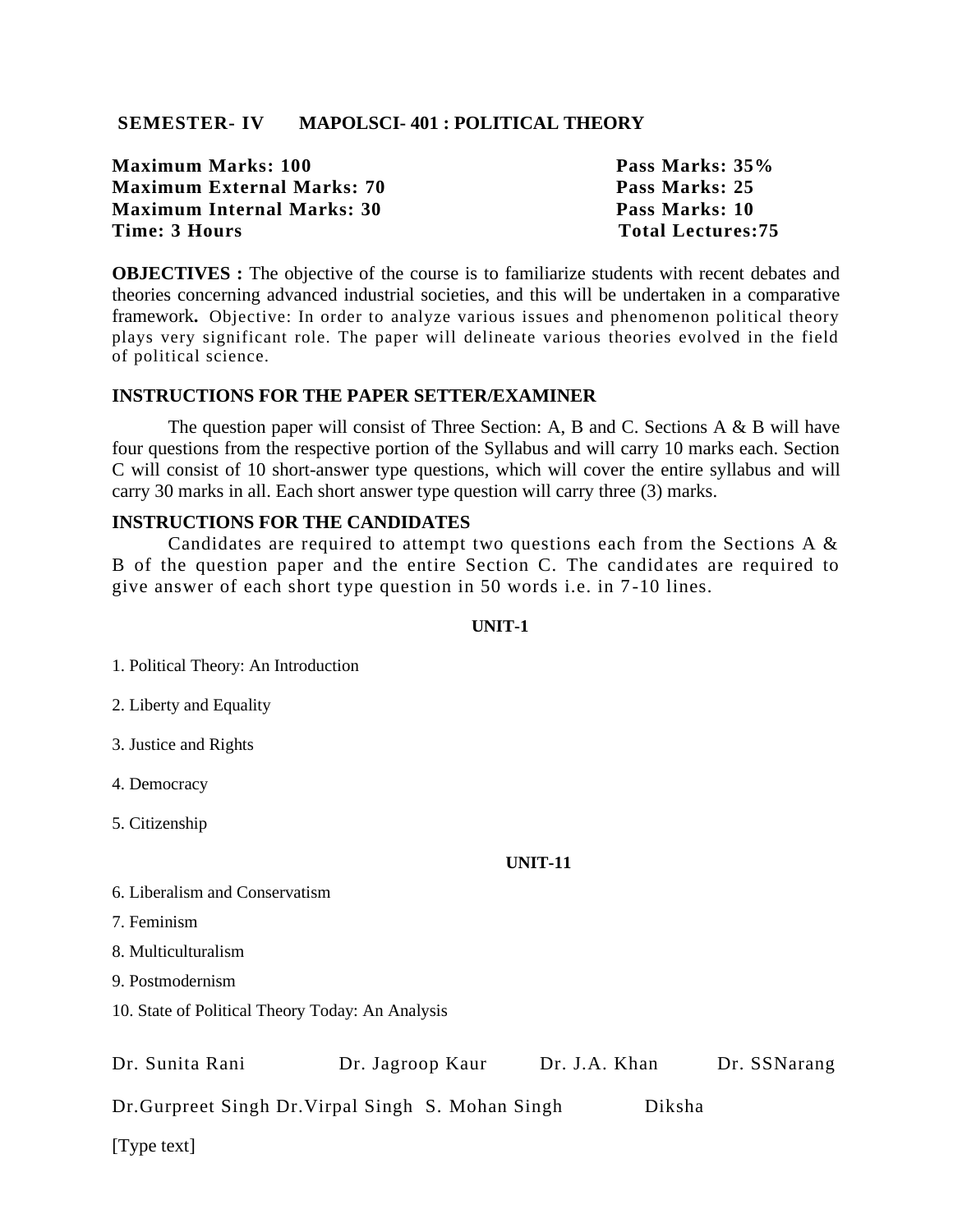**SEMESTER- IV MAPOLSCI- 401 : POLITICAL THEORY**

| | |
|---|---|
| **Maximum Marks: 100** | **Pass Marks: 35%** |
| **Maximum External Marks: 70** | **Pass Marks: 25** |
| **Maximum Internal Marks: 30** | **Pass Marks: 10** |
| **Time: 3 Hours** | **Total Lectures:75** |

**OBJECTIVES :** The objective of the course is to familiarize students with recent debates and theories concerning advanced industrial societies, and this will be undertaken in a comparative framework**.** Objective: In order to analyze various issues and phenomenon political theory plays very significant role. The paper will delineate various theories evolved in the field of political science.

**INSTRUCTIONS FOR THE PAPER SETTER/EXAMINER**

The question paper will consist of Three Section: A, B and C. Sections A & B will have four questions from the respective portion of the Syllabus and will carry 10 marks each. Section C will consist of 10 short-answer type questions, which will cover the entire syllabus and will carry 30 marks in all. Each short answer type question will carry three (3) marks.

**INSTRUCTIONS FOR THE CANDIDATES**

Candidates are required to attempt two questions each from the Sections A & B of the question paper and the entire Section C. The candidates are required to give answer of each short type question in 50 words i.e. in 7-10 lines.

**UNIT-1**

1. Political Theory: An Introduction
2. Liberty and Equality
3. Justice and Rights
4. Democracy
5. Citizenship

**UNIT-11**

6. Liberalism and Conservatism
7. Feminism
8. Multiculturalism
9. Postmodernism
10. State of Political Theory Today: An Analysis

Dr. Sunita Rani Dr. Jagroop Kaur Dr. J.A. Khan Dr. SSNarang

Dr.Gurpreet Singh Dr.Virpal Singh S. Mohan Singh Diksha

[Type text]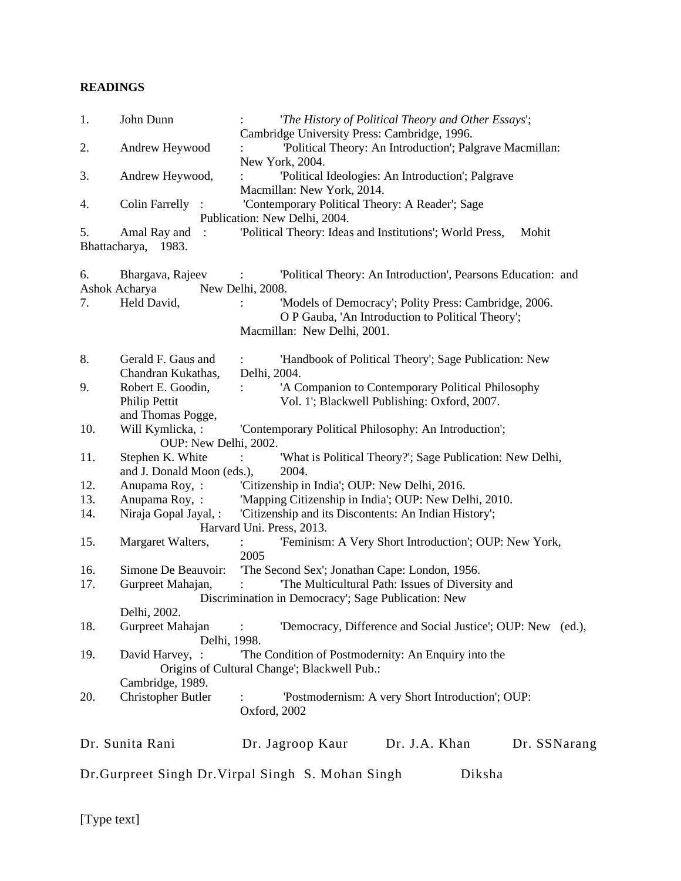**READINGS**

1. John Dunn : '*The History of Political Theory and Other Essays*'; Cambridge University Press: Cambridge, 1996.
2. Andrew Heywood : 'Political Theory: An Introduction'; Palgrave Macmillan: New York, 2004.
3. Andrew Heywood, : 'Political Ideologies: An Introduction'; Palgrave Macmillan: New York, 2014.
4. Colin Farrelly : 'Contemporary Political Theory: A Reader'; Sage Publication: New Delhi, 2004.
5. Amal Ray and Mohit Bhattacharya, : 'Political Theory: Ideas and Institutions'; World Press, 1983.
6. Bhargava, Rajeev and Ashok Acharya : 'Political Theory: An Introduction', Pearsons Education: New Delhi, 2008.
7. Held David, : 'Models of Democracy'; Polity Press: Cambridge, 2006.
   O P Gauba, 'An Introduction to Political Theory'; Macmillan: New Delhi, 2001.
8. Gerald F. Gaus and Chandran Kukathas, : 'Handbook of Political Theory'; Sage Publication: New Delhi, 2004.
9. Robert E. Goodin, Philip Pettit and Thomas Pogge, : 'A Companion to Contemporary Political Philosophy Vol. 1'; Blackwell Publishing: Oxford, 2007.
10. Will Kymlicka, : 'Contemporary Political Philosophy: An Introduction'; OUP: New Delhi, 2002.
11. Stephen K. White and J. Donald Moon (eds.), : 'What is Political Theory?'; Sage Publication: New Delhi, 2004.
12. Anupama Roy, : 'Citizenship in India'; OUP: New Delhi, 2016.
13. Anupama Roy, : 'Mapping Citizenship in India'; OUP: New Delhi, 2010.
14. Niraja Gopal Jayal, : 'Citizenship and its Discontents: An Indian History'; Harvard Uni. Press, 2013.
15. Margaret Walters, : 'Feminism: A Very Short Introduction'; OUP: New York, 2005
16. Simone De Beauvoir: 'The Second Sex'; Jonathan Cape: London, 1956.
17. Gurpreet Mahajan, : 'The Multicultural Path: Issues of Diversity and Discrimination in Democracy'; Sage Publication: New Delhi, 2002.
18. Gurpreet Mahajan (ed.), : 'Democracy, Difference and Social Justice'; OUP: New Delhi, 1998.
19. David Harvey, : 'The Condition of Postmodernity: An Enquiry into the Origins of Cultural Change'; Blackwell Pub.: Cambridge, 1989.
20. Christopher Butler : 'Postmodernism: A very Short Introduction'; OUP: Oxford, 2002

Dr. Sunita Rani Dr. Jagroop Kaur Dr. J.A. Khan Dr. SSNarang

Dr.Gurpreet Singh Dr.Virpal Singh S. Mohan Singh Diksha

[Type text]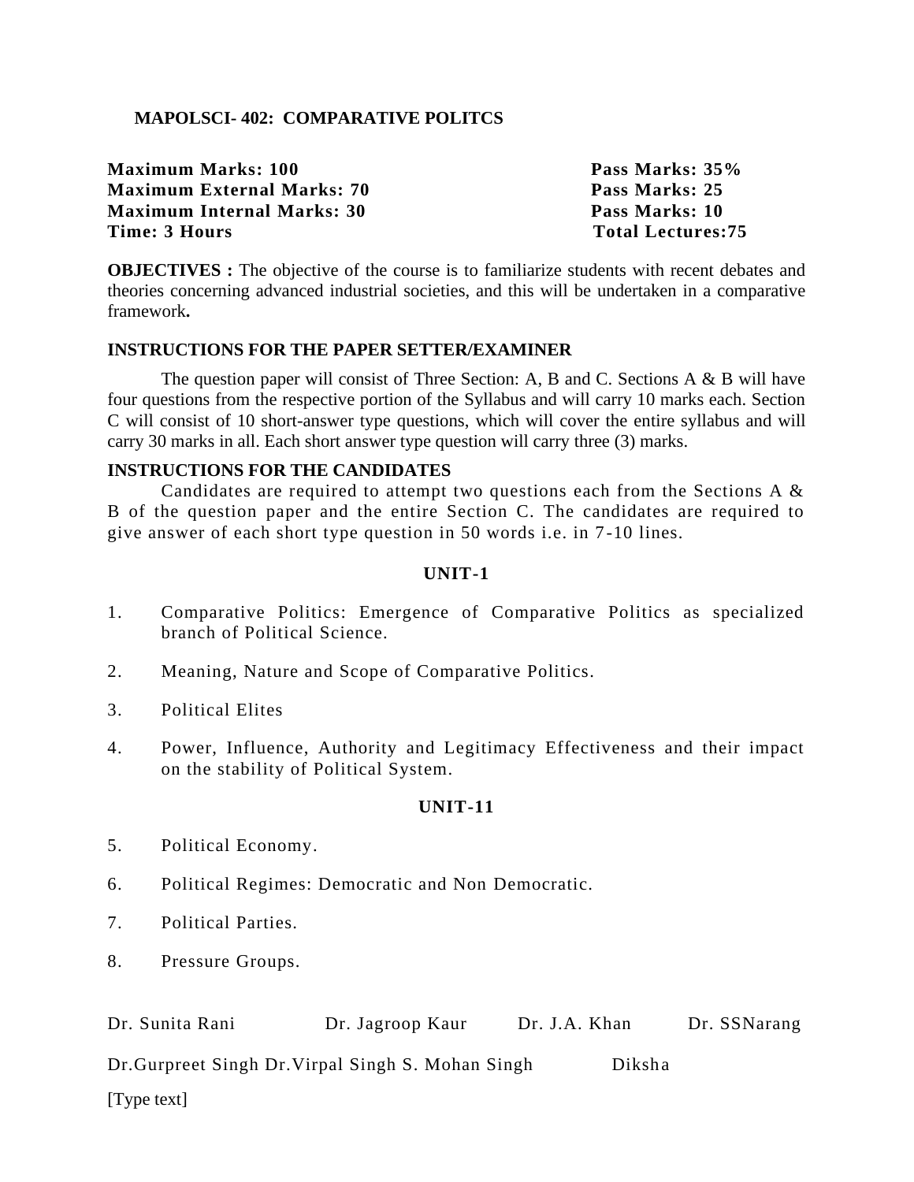**MAPOLSCI- 402: COMPARATIVE POLITCS**

| | |
|---|---|
| **Maximum Marks: 100** | **Pass Marks: 35%** |
| **Maximum External Marks: 70** | **Pass Marks: 25** |
| **Maximum Internal Marks: 30** | **Pass Marks: 10** |
| **Time: 3 Hours** | **Total Lectures:75** |

**OBJECTIVES :** The objective of the course is to familiarize students with recent debates and theories concerning advanced industrial societies, and this will be undertaken in a comparative framework**.**

**INSTRUCTIONS FOR THE PAPER SETTER/EXAMINER**

The question paper will consist of Three Section: A, B and C. Sections A & B will have four questions from the respective portion of the Syllabus and will carry 10 marks each. Section C will consist of 10 short-answer type questions, which will cover the entire syllabus and will carry 30 marks in all. Each short answer type question will carry three (3) marks.

**INSTRUCTIONS FOR THE CANDIDATES**

Candidates are required to attempt two questions each from the Sections A & B of the question paper and the entire Section C. The candidates are required to give answer of each short type question in 50 words i.e. in 7-10 lines.

**UNIT-1**

1. Comparative Politics: Emergence of Comparative Politics as specialized branch of Political Science.
2. Meaning, Nature and Scope of Comparative Politics.
3. Political Elites
4. Power, Influence, Authority and Legitimacy Effectiveness and their impact on the stability of Political System.

**UNIT-11**

5. Political Economy.
6. Political Regimes: Democratic and Non Democratic.
7. Political Parties.
8. Pressure Groups.

Dr. Sunita Rani Dr. Jagroop Kaur Dr. J.A. Khan Dr. SSNarang

Dr.Gurpreet Singh Dr.Virpal Singh S. Mohan Singh Diksha

[Type text]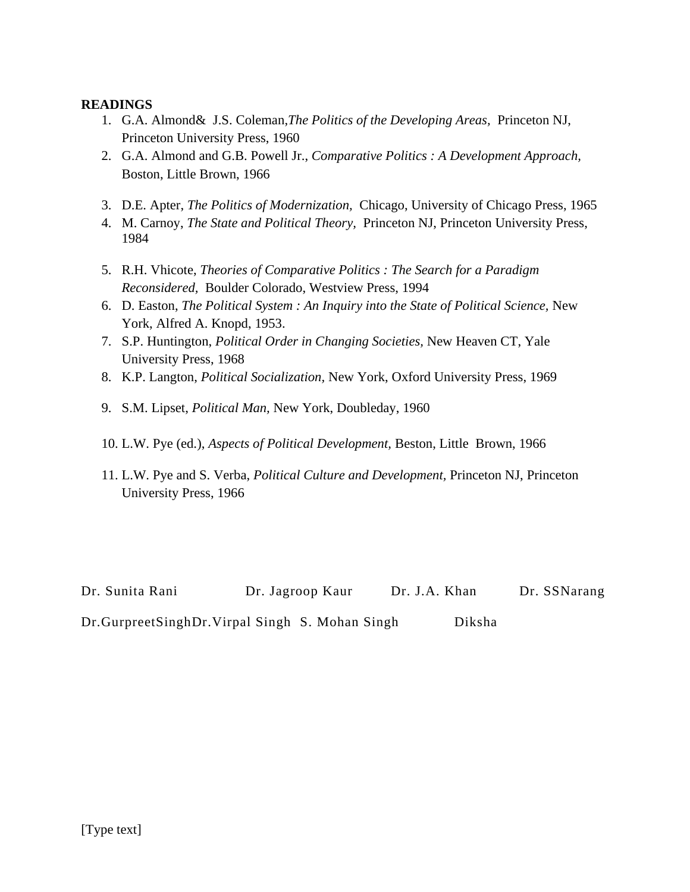**READINGS**

1. G.A. Almond& J.S. Coleman,*The Politics of the Developing Areas,* Princeton NJ, Princeton University Press, 1960
2. G.A. Almond and G.B. Powell Jr., *Comparative Politics : A Development Approach,* Boston, Little Brown, 1966
3. D.E. Apter, *The Politics of Modernization,* Chicago, University of Chicago Press, 1965
4. M. Carnoy, *The State and Political Theory,* Princeton NJ, Princeton University Press, 1984
5. R.H. Vhicote, *Theories of Comparative Politics : The Search for a Paradigm Reconsidered,* Boulder Colorado, Westview Press, 1994
6. D. Easton, *The Political System : An Inquiry into the State of Political Science,* New York, Alfred A. Knopd, 1953.
7. S.P. Huntington, *Political Order in Changing Societies,* New Heaven CT, Yale University Press, 1968
8. K.P. Langton, *Political Socialization,* New York, Oxford University Press, 1969
9. S.M. Lipset, *Political Man,* New York, Doubleday, 1960
10. L.W. Pye (ed.), *Aspects of Political Development,* Beston, Little Brown, 1966
11. L.W. Pye and S. Verba, *Political Culture and Development,* Princeton NJ, Princeton University Press, 1966

Dr. Sunita Rani Dr. Jagroop Kaur Dr. J.A. Khan Dr. SSNarang

Dr.GurpreetSinghDr.Virpal Singh S. Mohan Singh Diksha

[Type text]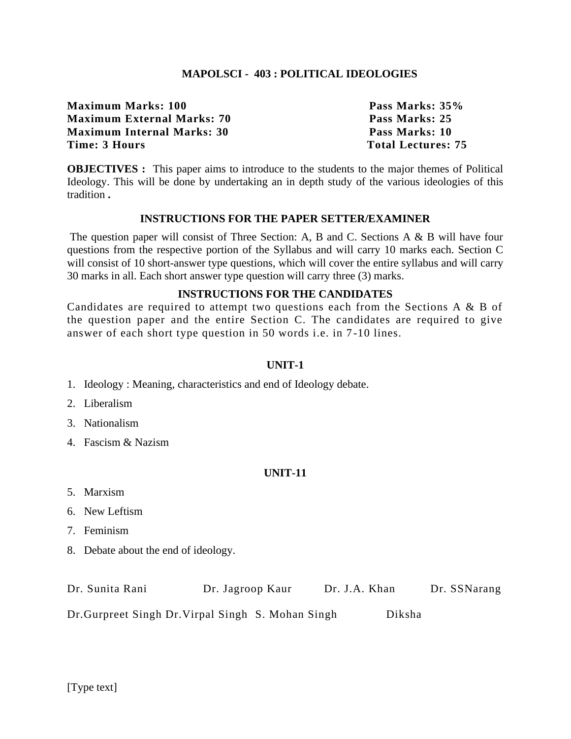# MAPOLSCI - 403 : POLITICAL IDEOLOGIES

| | |
|---|---|
| **Maximum Marks: 100** | **Pass Marks: 35%** |
| **Maximum External Marks: 70** | **Pass Marks: 25** |
| **Maximum Internal Marks: 30** | **Pass Marks: 10** |
| **Time: 3 Hours** | **Total Lectures: 75** |

**OBJECTIVES :** This paper aims to introduce to the students to the major themes of Political Ideology. This will be done by undertaking an in depth study of the various ideologies of this tradition **.**

## INSTRUCTIONS FOR THE PAPER SETTER/EXAMINER

The question paper will consist of Three Section: A, B and C. Sections A & B will have four questions from the respective portion of the Syllabus and will carry 10 marks each. Section C will consist of 10 short-answer type questions, which will cover the entire syllabus and will carry 30 marks in all. Each short answer type question will carry three (3) marks.

## INSTRUCTIONS FOR THE CANDIDATES

Candidates are required to attempt two questions each from the Sections A & B of the question paper and the entire Section C. The candidates are required to give answer of each short type question in 50 words i.e. in 7-10 lines.

## UNIT-1

1. Ideology : Meaning, characteristics and end of Ideology debate.
2. Liberalism
3. Nationalism
4. Fascism & Nazism

## UNIT-11

5. Marxism
6. New Leftism
7. Feminism
8. Debate about the end of ideology.

Dr. Sunita Rani Dr. Jagroop Kaur Dr. J.A. Khan Dr. SSNarang

Dr.Gurpreet Singh Dr.Virpal Singh S. Mohan Singh Diksha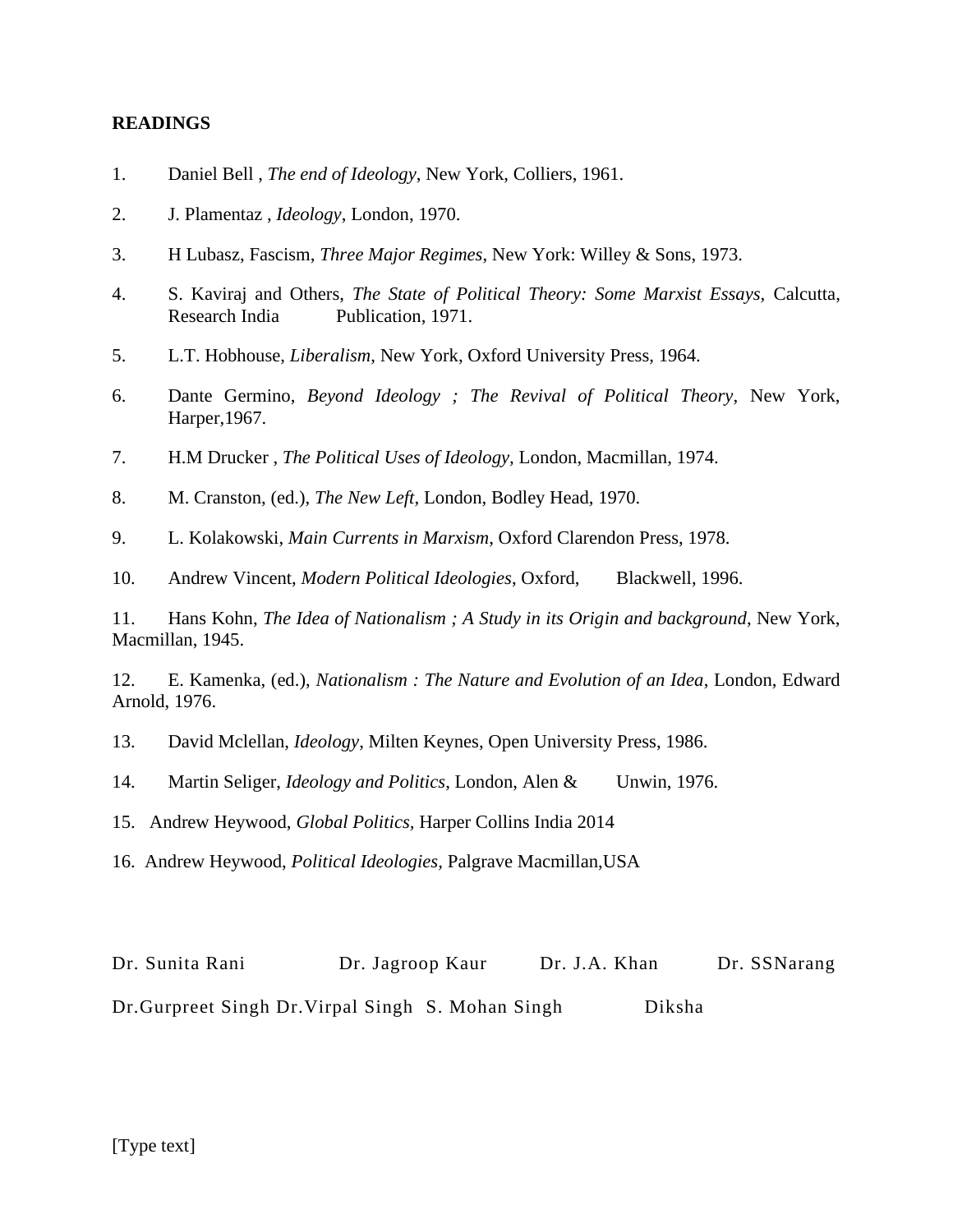**READINGS**

1. Daniel Bell , *The end of Ideology*, New York, Colliers, 1961.

2. J. Plamentaz , *Ideology*, London, 1970.

3. H Lubasz, Fascism, *Three Major Regimes*, New York: Willey & Sons, 1973.

4. S. Kaviraj and Others, *The State of Political Theory: Some Marxist Essays,* Calcutta, Research India Publication, 1971.

5. L.T. Hobhouse, *Liberalism*, New York, Oxford University Press, 1964.

6. Dante Germino, *Beyond Ideology ; The Revival of Political Theory,* New York, Harper,1967.

7. H.M Drucker , *The Political Uses of Ideology,* London, Macmillan, 1974.

8. M. Cranston, (ed.), *The New Left*, London, Bodley Head, 1970.

9. L. Kolakowski, *Main Currents in Marxism*, Oxford Clarendon Press, 1978.

10. Andrew Vincent, *Modern Political Ideologies*, Oxford, Blackwell, 1996.

11. Hans Kohn, *The Idea of Nationalism ; A Study in its Origin and background*, New York, Macmillan, 1945.

12. E. Kamenka, (ed.), *Nationalism : The Nature and Evolution of an Idea*, London, Edward Arnold, 1976.

13. David Mclellan, *Ideology*, Milten Keynes, Open University Press, 1986.

14. Martin Seliger, *Ideology and Politics*, London, Alen & Unwin, 1976.

15. Andrew Heywood, *Global Politics*, Harper Collins India 2014

16. Andrew Heywood, *Political Ideologies,* Palgrave Macmillan,USA

Dr. Sunita Rani Dr. Jagroop Kaur Dr. J.A. Khan Dr. SSNarang

Dr.Gurpreet Singh Dr.Virpal Singh S. Mohan Singh Diksha

[Type text]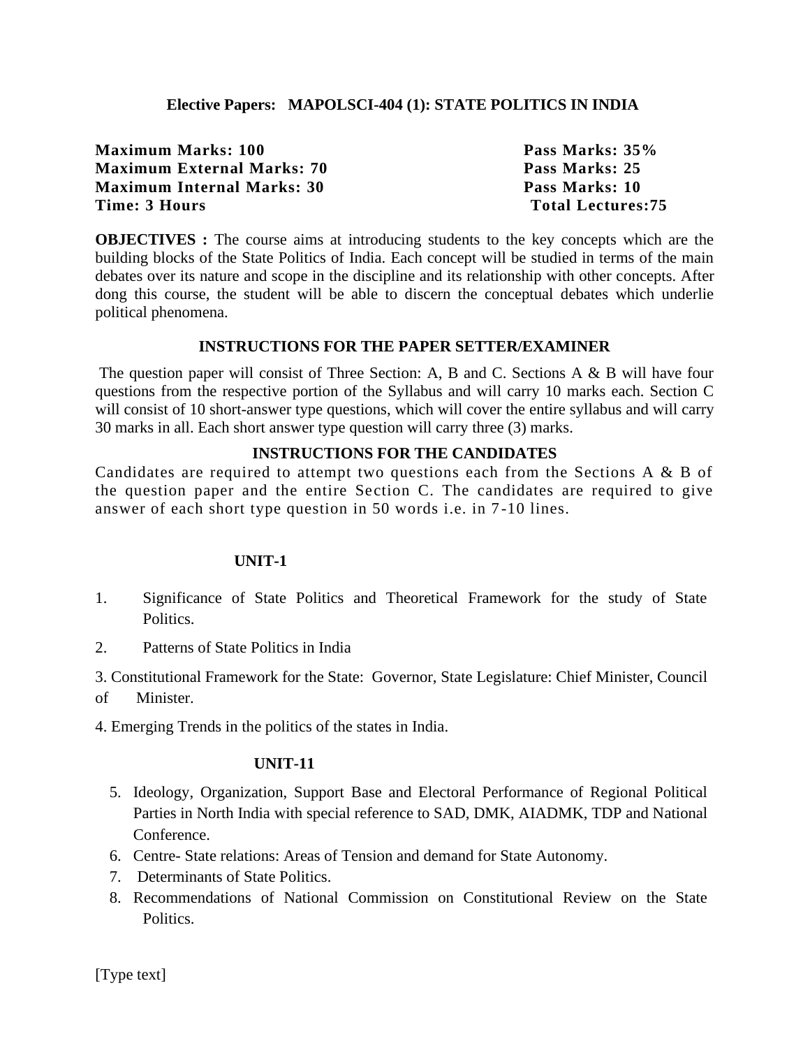## Elective Papers: MAPOLSCI-404 (1): STATE POLITICS IN INDIA

| | |
|---|---|
| **Maximum Marks: 100** | **Pass Marks: 35%** |
| **Maximum External Marks: 70** | **Pass Marks: 25** |
| **Maximum Internal Marks: 30** | **Pass Marks: 10** |
| **Time: 3 Hours** | **Total Lectures:75** |

**OBJECTIVES :** The course aims at introducing students to the key concepts which are the building blocks of the State Politics of India. Each concept will be studied in terms of the main debates over its nature and scope in the discipline and its relationship with other concepts. After dong this course, the student will be able to discern the conceptual debates which underlie political phenomena.

### INSTRUCTIONS FOR THE PAPER SETTER/EXAMINER

The question paper will consist of Three Section: A, B and C. Sections A & B will have four questions from the respective portion of the Syllabus and will carry 10 marks each. Section C will consist of 10 short-answer type questions, which will cover the entire syllabus and will carry 30 marks in all. Each short answer type question will carry three (3) marks.

### INSTRUCTIONS FOR THE CANDIDATES

Candidates are required to attempt two questions each from the Sections A & B of the question paper and the entire Section C. The candidates are required to give answer of each short type question in 50 words i.e. in 7-10 lines.

### UNIT-1

1. Significance of State Politics and Theoretical Framework for the study of State Politics.
2. Patterns of State Politics in India
3. Constitutional Framework for the State: Governor, State Legislature: Chief Minister, Council of Minister.
4. Emerging Trends in the politics of the states in India.

### UNIT-11

5. Ideology, Organization, Support Base and Electoral Performance of Regional Political Parties in North India with special reference to SAD, DMK, AIADMK, TDP and National Conference.
6. Centre- State relations: Areas of Tension and demand for State Autonomy.
7. Determinants of State Politics.
8. Recommendations of National Commission on Constitutional Review on the State Politics.

[Type text]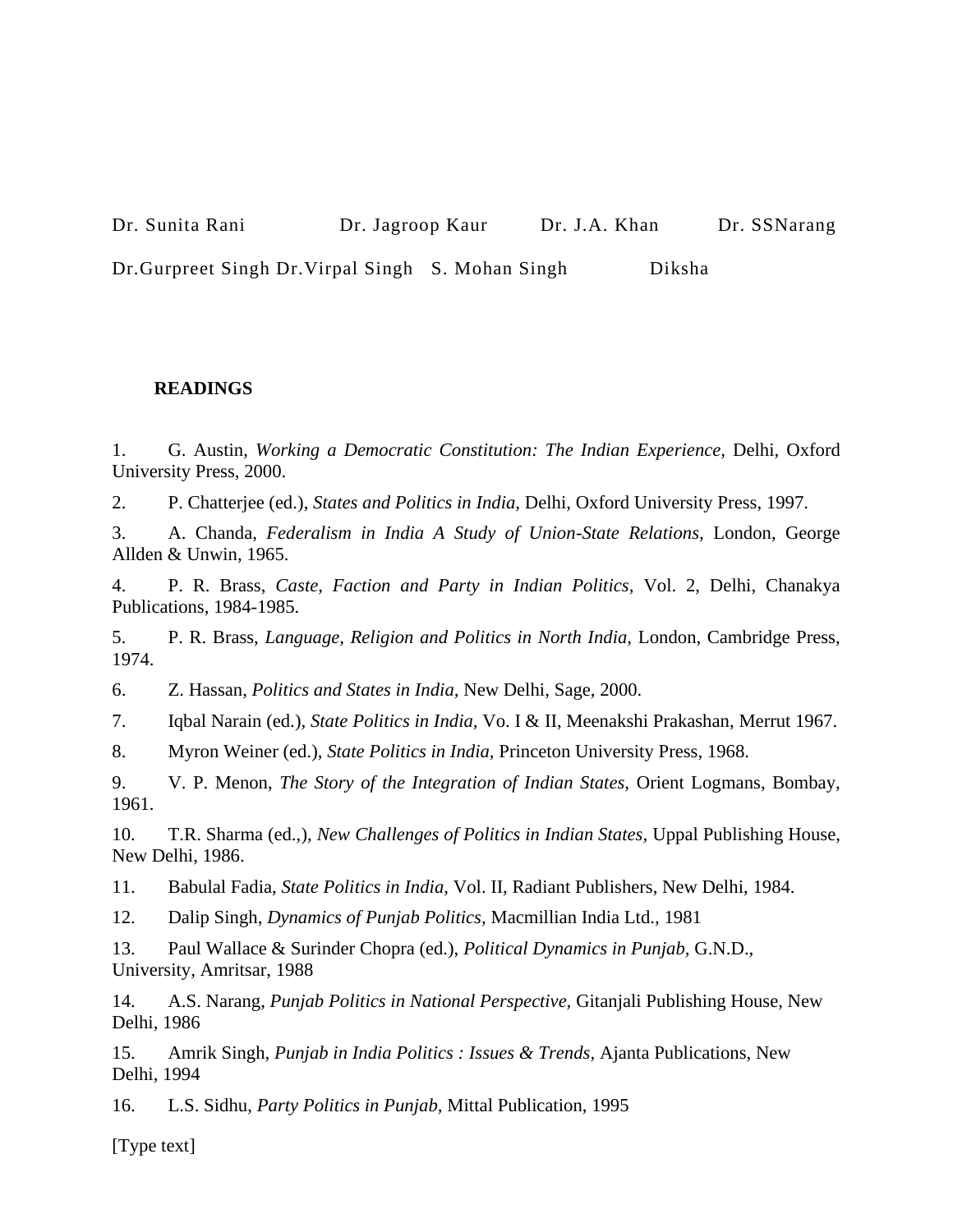Dr. Sunita Rani Dr. Jagroop Kaur Dr. J.A. Khan Dr. SSNarang

Dr.Gurpreet Singh Dr.Virpal Singh S. Mohan Singh Diksha

**READINGS**

1. G. Austin, *Working a Democratic Constitution: The Indian Experience,* Delhi, Oxford University Press, 2000.
2. P. Chatterjee (ed.), *States and Politics in India,* Delhi, Oxford University Press, 1997.
3. A. Chanda, *Federalism in India A Study of Union-State Relations,* London, George Allden & Unwin, 1965.
4. P. R. Brass, *Caste, Faction and Party in Indian Politics,* Vol. 2, Delhi, Chanakya Publications, 1984-1985.
5. P. R. Brass, *Language, Religion and Politics in North India,* London, Cambridge Press, 1974.
6. Z. Hassan, *Politics and States in India,* New Delhi, Sage, 2000.
7. Iqbal Narain (ed.), *State Politics in India,* Vo. I & II, Meenakshi Prakashan, Merrut 1967.
8. Myron Weiner (ed.), *State Politics in India,* Princeton University Press, 1968.
9. V. P. Menon, *The Story of the Integration of Indian States,* Orient Logmans, Bombay, 1961.
10. T.R. Sharma (ed.,), *New Challenges of Politics in Indian States,* Uppal Publishing House, New Delhi, 1986.
11. Babulal Fadia, *State Politics in India,* Vol. II, Radiant Publishers, New Delhi, 1984.
12. Dalip Singh, *Dynamics of Punjab Politics,* Macmillian India Ltd., 1981
13. Paul Wallace & Surinder Chopra (ed.), *Political Dynamics in Punjab,* G.N.D., University, Amritsar, 1988
14. A.S. Narang, *Punjab Politics in National Perspective,* Gitanjali Publishing House, New Delhi, 1986
15. Amrik Singh, *Punjab in India Politics : Issues & Trends,* Ajanta Publications, New Delhi, 1994
16. L.S. Sidhu, *Party Politics in Punjab,* Mittal Publication, 1995

[Type text]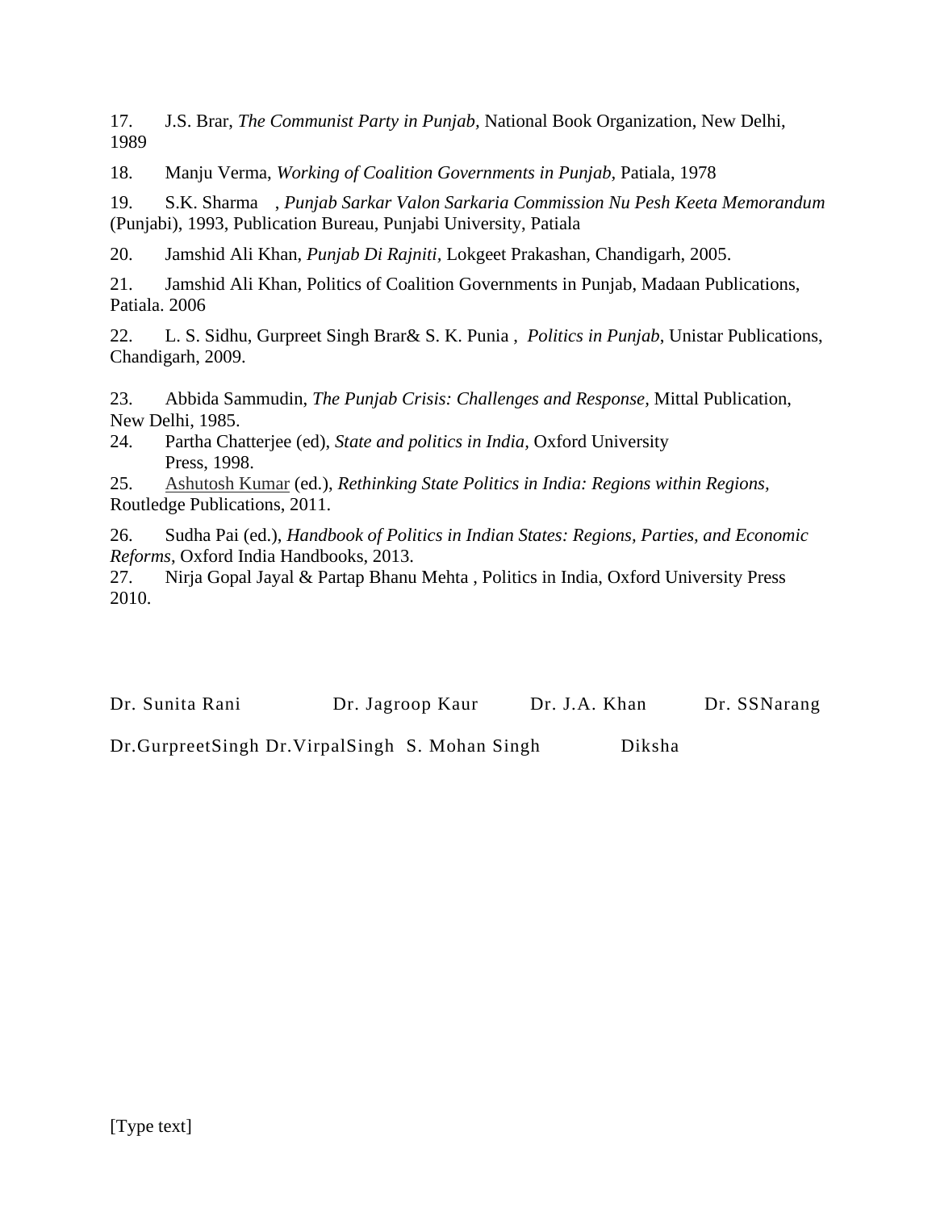17. J.S. Brar, *The Communist Party in Punjab,* National Book Organization, New Delhi, 1989

18. Manju Verma, *Working of Coalition Governments in Punjab*, Patiala, 1978

19. S.K. Sharma , *Punjab Sarkar Valon Sarkaria Commission Nu Pesh Keeta Memorandum* (Punjabi), 1993, Publication Bureau, Punjabi University, Patiala

20. Jamshid Ali Khan, *Punjab Di Rajniti*, Lokgeet Prakashan, Chandigarh, 2005.

21. Jamshid Ali Khan, Politics of Coalition Governments in Punjab, Madaan Publications, Patiala. 2006

22. L. S. Sidhu, Gurpreet Singh Brar& S. K. Punia , *Politics in Punjab*, Unistar Publications, Chandigarh, 2009.

23. Abbida Sammudin, *The Punjab Crisis: Challenges and Response*, Mittal Publication, New Delhi, 1985.

24. Partha Chatterjee (ed), *State and politics in India*, Oxford University Press, 1998.

25. Ashutosh Kumar (ed.), *Rethinking State Politics in India: Regions within Regions*, Routledge Publications, 2011.

26. Sudha Pai (ed.), *Handbook of Politics in Indian States: Regions, Parties, and Economic Reforms*, Oxford India Handbooks, 2013.

27. Nirja Gopal Jayal & Partap Bhanu Mehta , Politics in India, Oxford University Press 2010.

Dr. Sunita Rani Dr. Jagroop Kaur Dr. J.A. Khan Dr. SSNarang

Dr.GurpreetSingh Dr.VirpalSingh S. Mohan Singh Diksha

[Type text]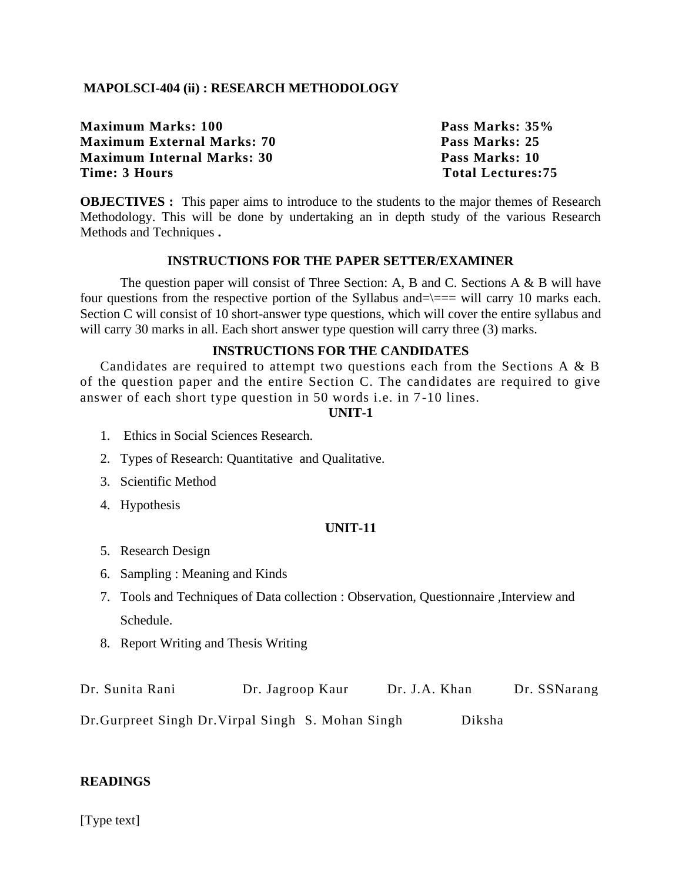**MAPOLSCI-404 (ii) : RESEARCH METHODOLOGY**

| | |
|---|---|
| **Maximum Marks: 100** | **Pass Marks: 35%** |
| **Maximum External Marks: 70** | **Pass Marks: 25** |
| **Maximum Internal Marks: 30** | **Pass Marks: 10** |
| **Time: 3 Hours** | **Total Lectures:75** |

**OBJECTIVES :** This paper aims to introduce to the students to the major themes of Research Methodology. This will be done by undertaking an in depth study of the various Research Methods and Techniques **.**

**INSTRUCTIONS FOR THE PAPER SETTER/EXAMINER**

The question paper will consist of Three Section: A, B and C. Sections A & B will have four questions from the respective portion of the Syllabus and=\=== will carry 10 marks each. Section C will consist of 10 short-answer type questions, which will cover the entire syllabus and will carry 30 marks in all. Each short answer type question will carry three (3) marks.

**INSTRUCTIONS FOR THE CANDIDATES**

Candidates are required to attempt two questions each from the Sections A & B of the question paper and the entire Section C. The candidates are required to give answer of each short type question in 50 words i.e. in 7-10 lines.

**UNIT-1**

1. Ethics in Social Sciences Research.
2. Types of Research: Quantitative and Qualitative.
3. Scientific Method
4. Hypothesis

**UNIT-11**

5. Research Design
6. Sampling : Meaning and Kinds
7. Tools and Techniques of Data collection : Observation, Questionnaire ,Interview and Schedule.
8. Report Writing and Thesis Writing

Dr. Sunita Rani Dr. Jagroop Kaur Dr. J.A. Khan Dr. SSNarang

Dr.Gurpreet Singh Dr.Virpal Singh S. Mohan Singh Diksha

**READINGS**

[Type text]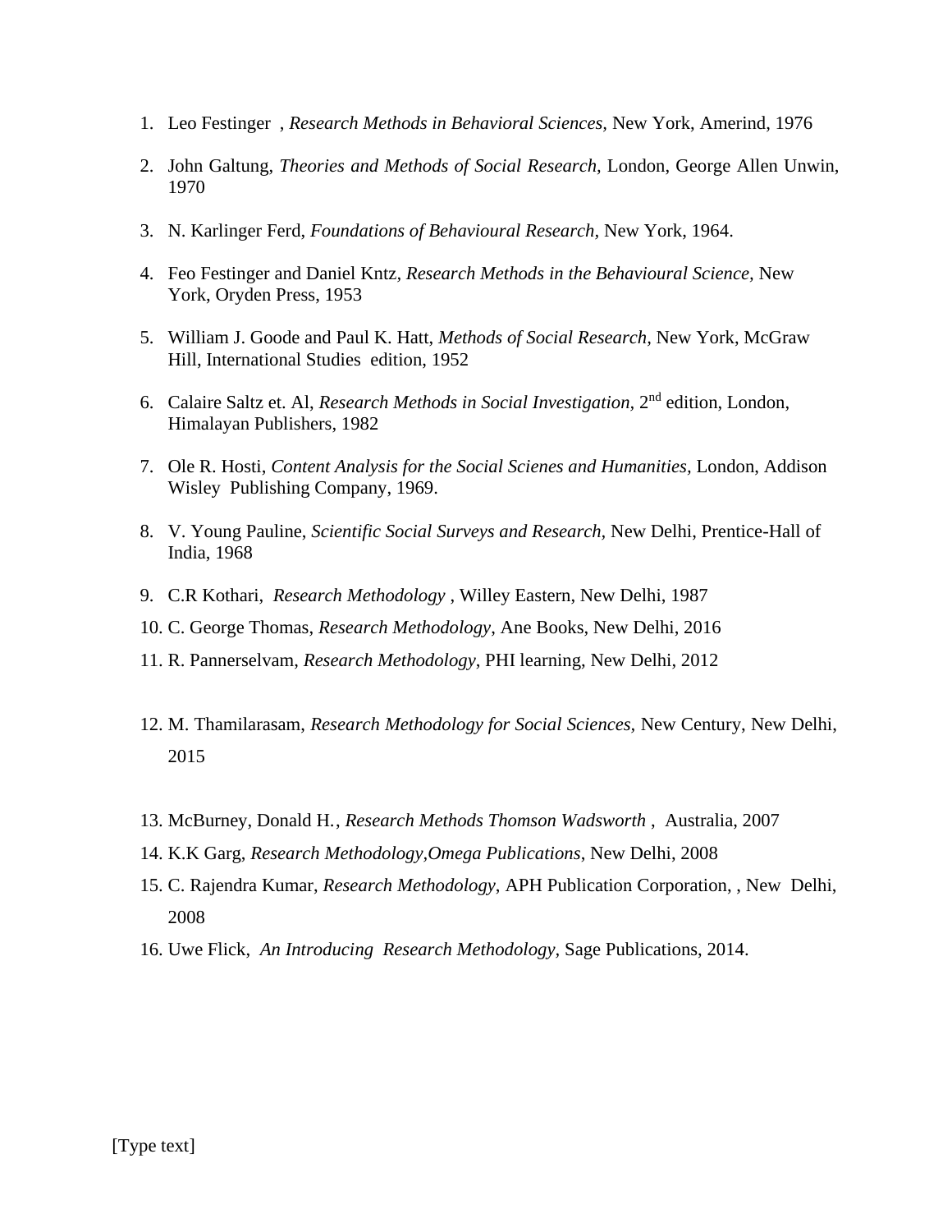1. Leo Festinger , *Research Methods in Behavioral Sciences,* New York, Amerind, 1976
2. John Galtung, *Theories and Methods of Social Research,* London, George Allen Unwin, 1970
3. N. Karlinger Ferd, *Foundations of Behavioural Research,* New York, 1964.
4. Feo Festinger and Daniel Kntz, *Research Methods in the Behavioural Science,* New York, Oryden Press, 1953
5. William J. Goode and Paul K. Hatt, *Methods of Social Research,* New York, McGraw Hill, International Studies edition, 1952
6. Calaire Saltz et. Al, *Research Methods in Social Investigation,* 2nd edition, London, Himalayan Publishers, 1982
7. Ole R. Hosti, *Content Analysis for the Social Scienes and Humanities,* London, Addison Wisley Publishing Company, 1969.
8. V. Young Pauline, *Scientific Social Surveys and Research,* New Delhi, Prentice-Hall of India, 1968
9. C.R Kothari, *Research Methodology* , Willey Eastern, New Delhi, 1987
10. C. George Thomas, *Research Methodology,* Ane Books, New Delhi, 2016
11. R. Pannerselvam, *Research Methodology,* PHI learning, New Delhi, 2012
12. M. Thamilarasam, *Research Methodology for Social Sciences,* New Century, New Delhi, 2015
13. McBurney, Donald H., *Research Methods Thomson Wadsworth* , Australia, 2007
14. K.K Garg, *Research Methodology,Omega Publications*, New Delhi, 2008
15. C. Rajendra Kumar, *Research Methodology*, APH Publication Corporation, , New Delhi, 2008
16. Uwe Flick, *An Introducing Research Methodology,* Sage Publications, 2014.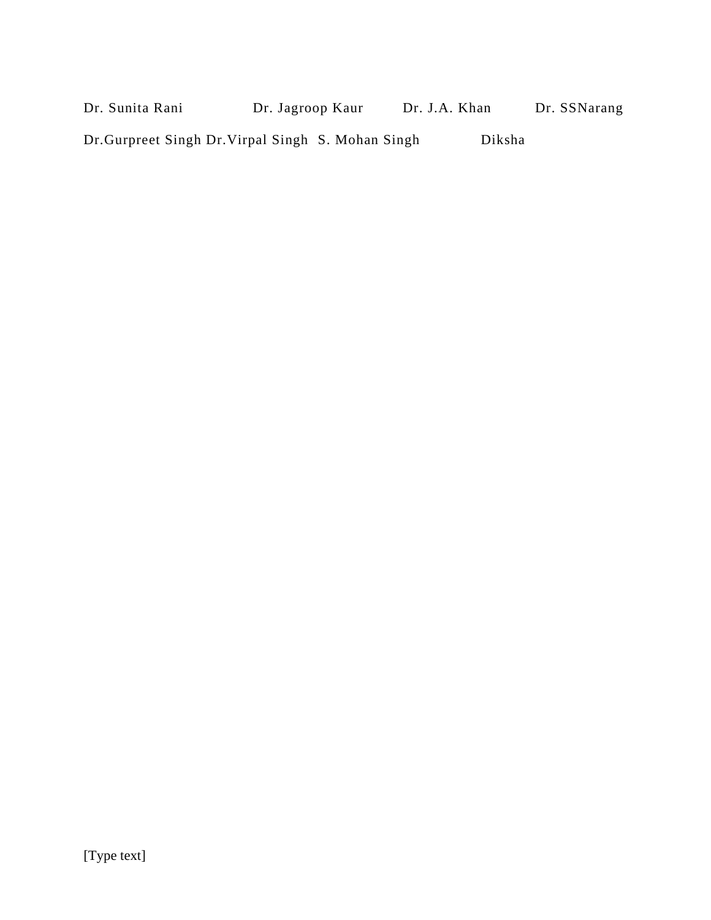Dr. Sunita Rani Dr. Jagroop Kaur Dr. J.A. Khan Dr. SSNarang

Dr.Gurpreet Singh Dr.Virpal Singh S. Mohan Singh Diksha

[Type text]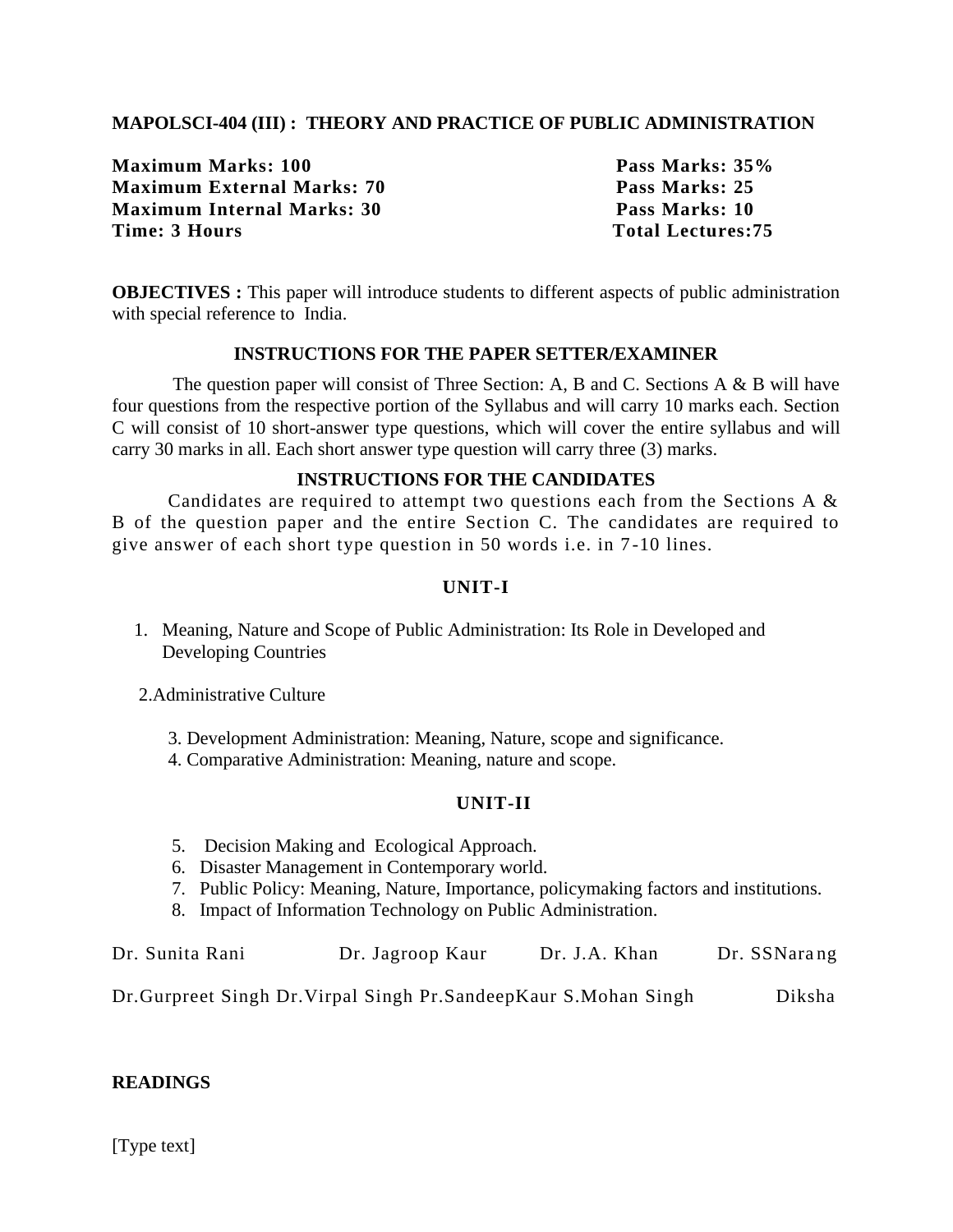**MAPOLSCI-404 (III) : THEORY AND PRACTICE OF PUBLIC ADMINISTRATION**

| | |
|---|---|
| **Maximum Marks: 100** | **Pass Marks: 35%** |
| **Maximum External Marks: 70** | **Pass Marks: 25** |
| **Maximum Internal Marks: 30** | **Pass Marks: 10** |
| **Time: 3 Hours** | **Total Lectures:75** |

**OBJECTIVES :** This paper will introduce students to different aspects of public administration with special reference to India.

**INSTRUCTIONS FOR THE PAPER SETTER/EXAMINER**

The question paper will consist of Three Section: A, B and C. Sections A & B will have four questions from the respective portion of the Syllabus and will carry 10 marks each. Section C will consist of 10 short-answer type questions, which will cover the entire syllabus and will carry 30 marks in all. Each short answer type question will carry three (3) marks.

**INSTRUCTIONS FOR THE CANDIDATES**

Candidates are required to attempt two questions each from the Sections A & B of the question paper and the entire Section C. The candidates are required to give answer of each short type question in 50 words i.e. in 7-10 lines.

**UNIT-I**

1. Meaning, Nature and Scope of Public Administration: Its Role in Developed and Developing Countries

2. Administrative Culture

3. Development Administration: Meaning, Nature, scope and significance.
4. Comparative Administration: Meaning, nature and scope.

**UNIT-II**

5. Decision Making and Ecological Approach.
6. Disaster Management in Contemporary world.
7. Public Policy: Meaning, Nature, Importance, policymaking factors and institutions.
8. Impact of Information Technology on Public Administration.

Dr. Sunita Rani Dr. Jagroop Kaur Dr. J.A. Khan Dr. SSNarang

Dr.Gurpreet Singh Dr.Virpal Singh Pr.SandeepKaur S.Mohan Singh Diksha

**READINGS**

[Type text]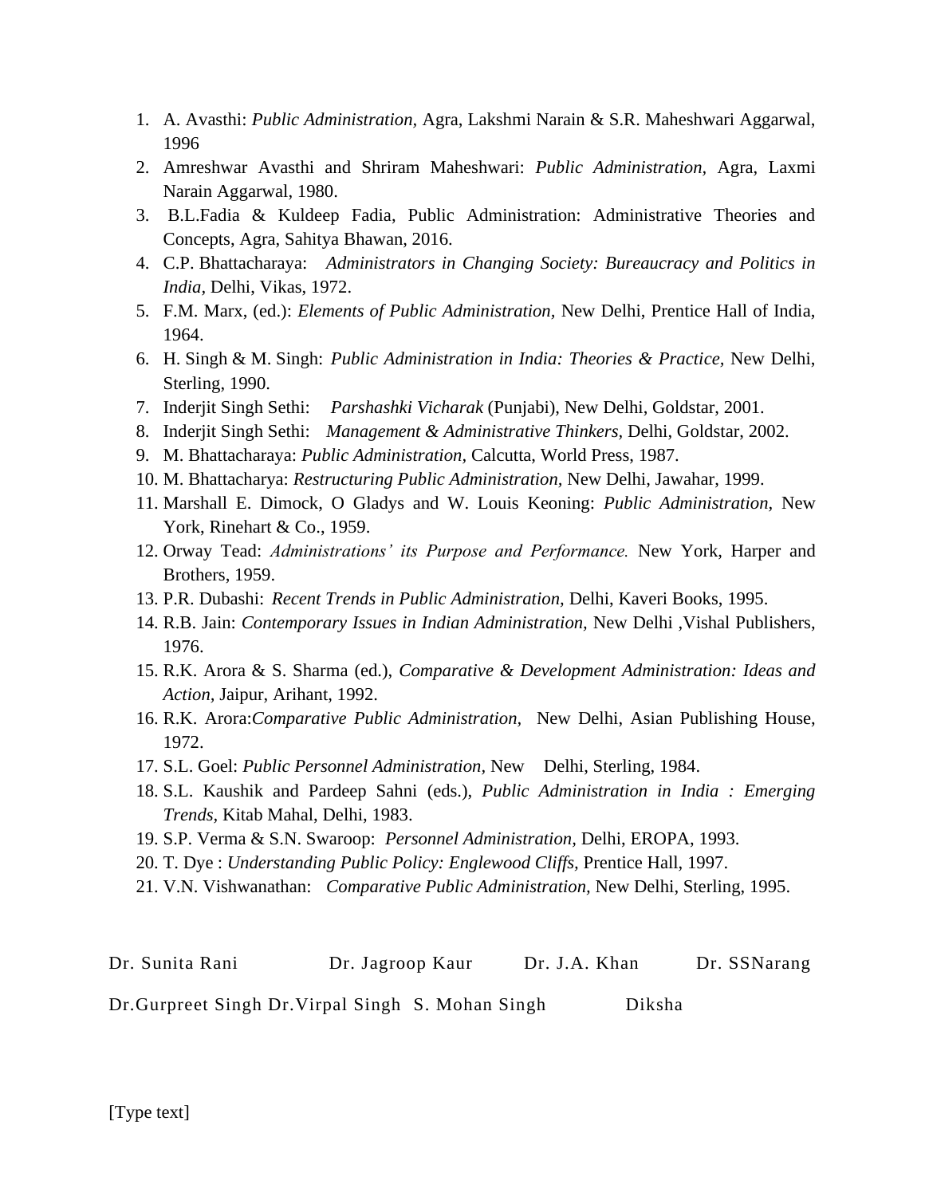1. A. Avasthi: *Public Administration*, Agra, Lakshmi Narain & S.R. Maheshwari Aggarwal, 1996
2. Amreshwar Avasthi and Shriram Maheshwari: *Public Administration*, Agra, Laxmi Narain Aggarwal, 1980.
3. B.L.Fadia & Kuldeep Fadia, Public Administration: Administrative Theories and Concepts, Agra, Sahitya Bhawan, 2016.
4. C.P. Bhattacharaya: *Administrators in Changing Society: Bureaucracy and Politics in India*, Delhi, Vikas, 1972.
5. F.M. Marx, (ed.): *Elements of Public Administration,* New Delhi, Prentice Hall of India, 1964.
6. H. Singh & M. Singh: *Public Administration in India: Theories & Practice*, New Delhi, Sterling, 1990.
7. Inderjit Singh Sethi: *Parshashki Vicharak* (Punjabi), New Delhi, Goldstar, 2001.
8. Inderjit Singh Sethi: *Management & Administrative Thinkers*, Delhi, Goldstar, 2002.
9. M. Bhattacharaya: *Public Administration,* Calcutta, World Press, 1987.
10. M. Bhattacharya: *Restructuring Public Administration,* New Delhi, Jawahar, 1999.
11. Marshall E. Dimock, O Gladys and W. Louis Keoning: *Public Administration,* New York, Rinehart & Co., 1959.
12. Orway Tead: *Administrations' its Purpose and Performance.* New York, Harper and Brothers, 1959.
13. P.R. Dubashi: *Recent Trends in Public Administration,* Delhi, Kaveri Books, 1995.
14. R.B. Jain: *Contemporary Issues in Indian Administration,* New Delhi ,Vishal Publishers, 1976.
15. R.K. Arora & S. Sharma (ed.), *Comparative & Development Administration: Ideas and Action,* Jaipur, Arihant, 1992.
16. R.K. Arora:*Comparative Public Administration,* New Delhi, Asian Publishing House, 1972.
17. S.L. Goel: *Public Personnel Administration,* New Delhi, Sterling, 1984.
18. S.L. Kaushik and Pardeep Sahni (eds.), *Public Administration in India : Emerging Trends,* Kitab Mahal, Delhi, 1983.
19. S.P. Verma & S.N. Swaroop: *Personnel Administration,* Delhi, EROPA, 1993.
20. T. Dye : *Understanding Public Policy: Englewood Cliffs,* Prentice Hall, 1997.
21. V.N. Vishwanathan: *Comparative Public Administration,* New Delhi, Sterling, 1995.

Dr. Sunita Rani Dr. Jagroop Kaur Dr. J.A. Khan Dr. SSNarang

Dr.Gurpreet Singh Dr.Virpal Singh S. Mohan Singh Diksha

[Type text]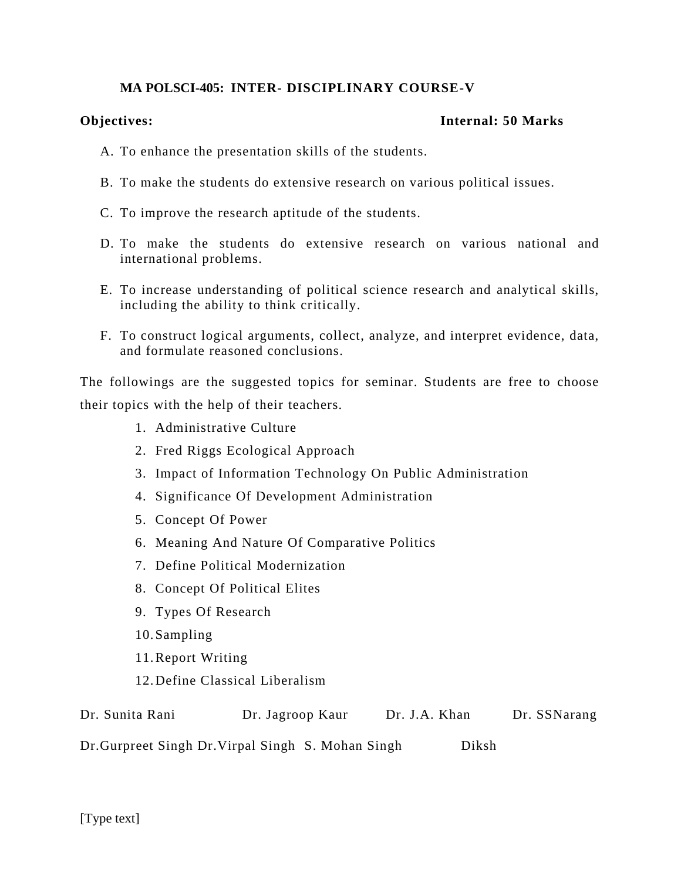## MA POLSCI-405: INTER- DISCIPLINARY COURSE-V

**Objectives:** **Internal: 50 Marks**

A. To enhance the presentation skills of the students.

B. To make the students do extensive research on various political issues.

C. To improve the research aptitude of the students.

D. To make the students do extensive research on various national and international problems.

E. To increase understanding of political science research and analytical skills, including the ability to think critically.

F. To construct logical arguments, collect, analyze, and interpret evidence, data, and formulate reasoned conclusions.

The followings are the suggested topics for seminar. Students are free to choose their topics with the help of their teachers.

1. Administrative Culture
2. Fred Riggs Ecological Approach
3. Impact of Information Technology On Public Administration
4. Significance Of Development Administration
5. Concept Of Power
6. Meaning And Nature Of Comparative Politics
7. Define Political Modernization
8. Concept Of Political Elites
9. Types Of Research
10. Sampling
11. Report Writing
12. Define Classical Liberalism

Dr. Sunita Rani Dr. Jagroop Kaur Dr. J.A. Khan Dr. SSNarang

Dr.Gurpreet Singh Dr.Virpal Singh S. Mohan Singh Diksh

[Type text]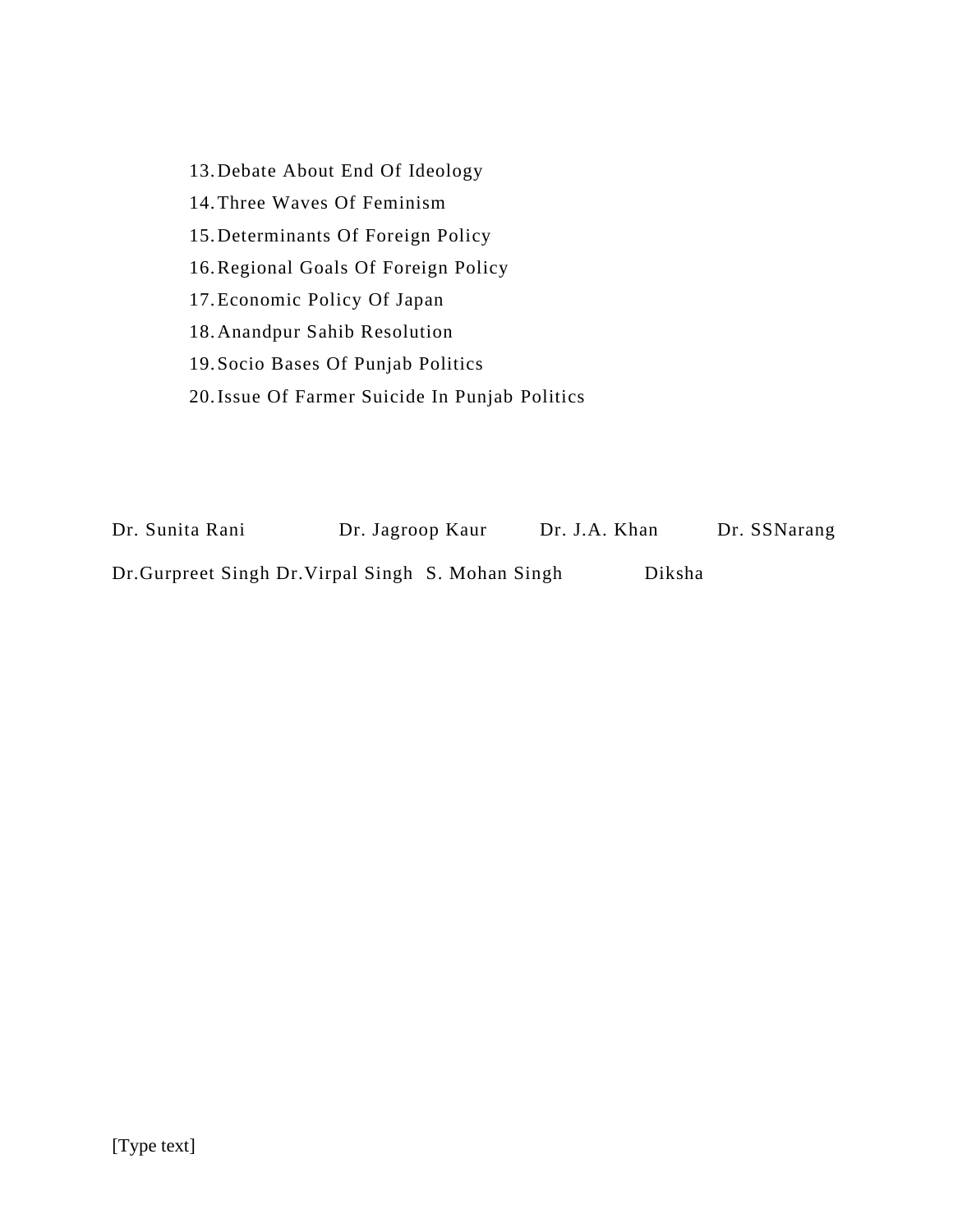13. Debate About End Of Ideology
14. Three Waves Of Feminism
15. Determinants Of Foreign Policy
16. Regional Goals Of Foreign Policy
17. Economic Policy Of Japan
18. Anandpur Sahib Resolution
19. Socio Bases Of Punjab Politics
20. Issue Of Farmer Suicide In Punjab Politics

Dr. Sunita Rani Dr. Jagroop Kaur Dr. J.A. Khan Dr. SSNarang

Dr.Gurpreet Singh Dr.Virpal Singh S. Mohan Singh Diksha

[Type text]